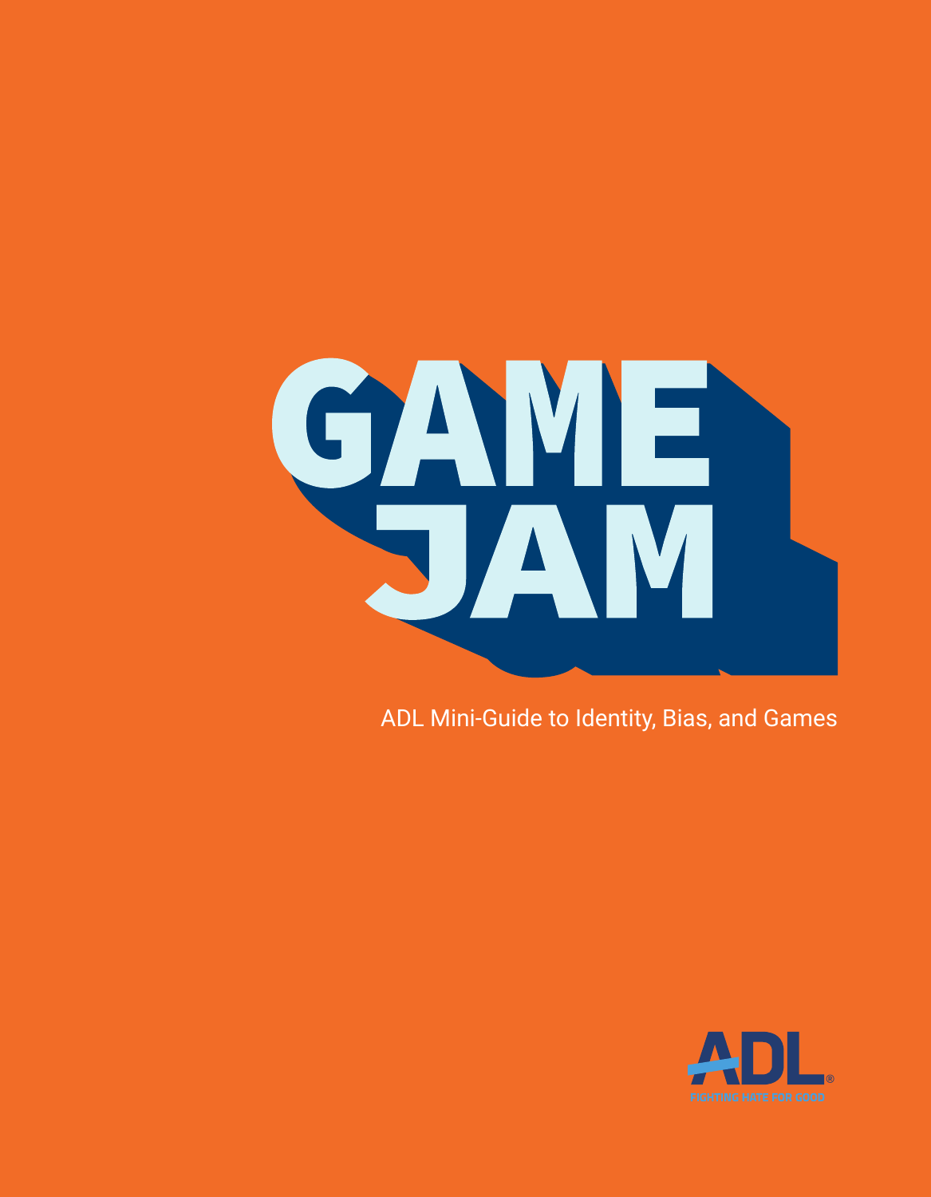# GAME JAM

ADL Mini-Guide to Identity, Bias, and Games

ADL

FIGHTING HATE FOR GOOD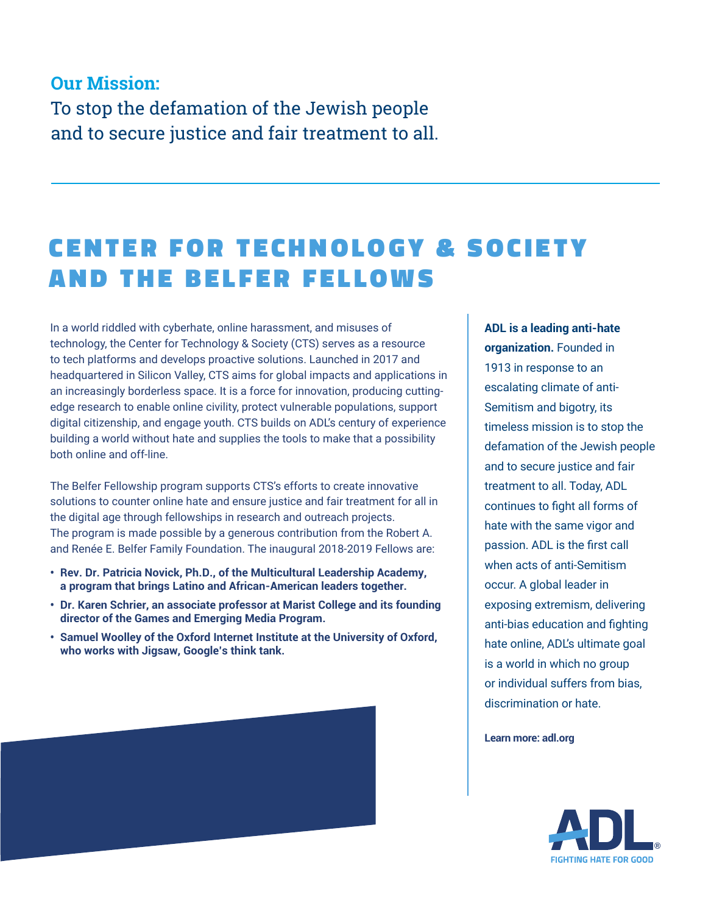**Our Mission:**

To stop the defamation of the Jewish people and to secure justice and fair treatment to all.

# CENTER FOR TECHNOLOGY & SOCIETY AND THE BELFER FELLOWS

In a world riddled with cyberhate, online harassment, and misuses of technology, the Center for Technology & Society (CTS) serves as a resource to tech platforms and develops proactive solutions. Launched in 2017 and headquartered in Silicon Valley, CTS aims for global impacts and applications in an increasingly borderless space. It is a force for innovation, producing cutting-edge research to enable online civility, protect vulnerable populations, support digital citizenship, and engage youth. CTS builds on ADL's century of experience building a world without hate and supplies the tools to make that a possibility both online and off-line.

The Belfer Fellowship program supports CTS's efforts to create innovative solutions to counter online hate and ensure justice and fair treatment for all in the digital age through fellowships in research and outreach projects. The program is made possible by a generous contribution from the Robert A. and Renée E. Belfer Family Foundation. The inaugural 2018-2019 Fellows are:

- **Rev. Dr. Patricia Novick, Ph.D., of the Multicultural Leadership Academy, a program that brings Latino and African-American leaders together.**
- **Dr. Karen Schrier, an associate professor at Marist College and its founding director of the Games and Emerging Media Program.**
- **Samuel Woolley of the Oxford Internet Institute at the University of Oxford, who works with Jigsaw, Google's think tank.**

**ADL is a leading anti-hate organization.** Founded in 1913 in response to an escalating climate of anti-Semitism and bigotry, its timeless mission is to stop the defamation of the Jewish people and to secure justice and fair treatment to all. Today, ADL continues to fight all forms of hate with the same vigor and passion. ADL is the first call when acts of anti-Semitism occur. A global leader in exposing extremism, delivering anti-bias education and fighting hate online, ADL's ultimate goal is a world in which no group or individual suffers from bias, discrimination or hate.

**Learn more: adl.org**

ADL®
FIGHTING HATE FOR GOOD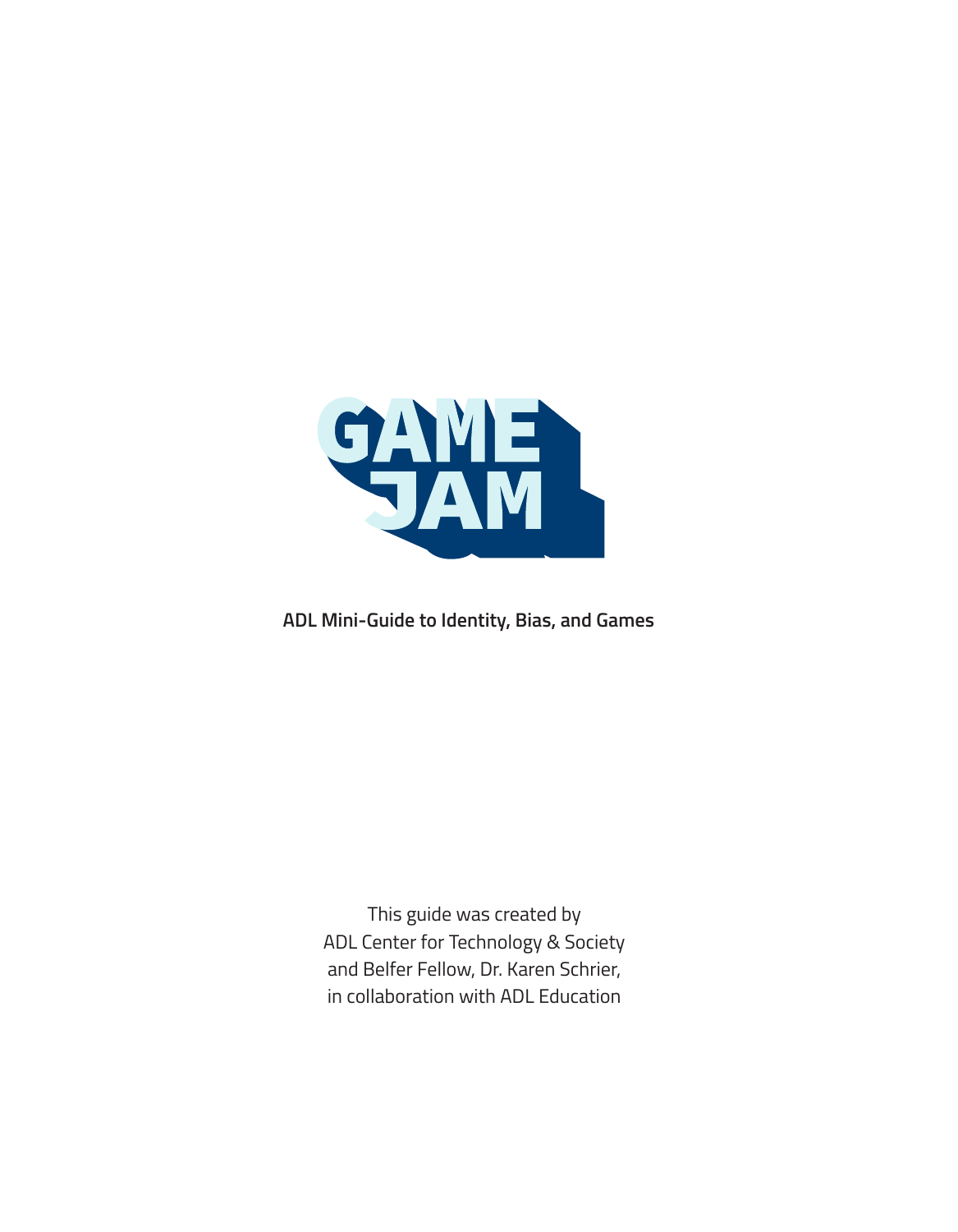# GAME JAM

**ADL Mini-Guide to Identity, Bias, and Games**

This guide was created by
ADL Center for Technology & Society
and Belfer Fellow, Dr. Karen Schrier,
in collaboration with ADL Education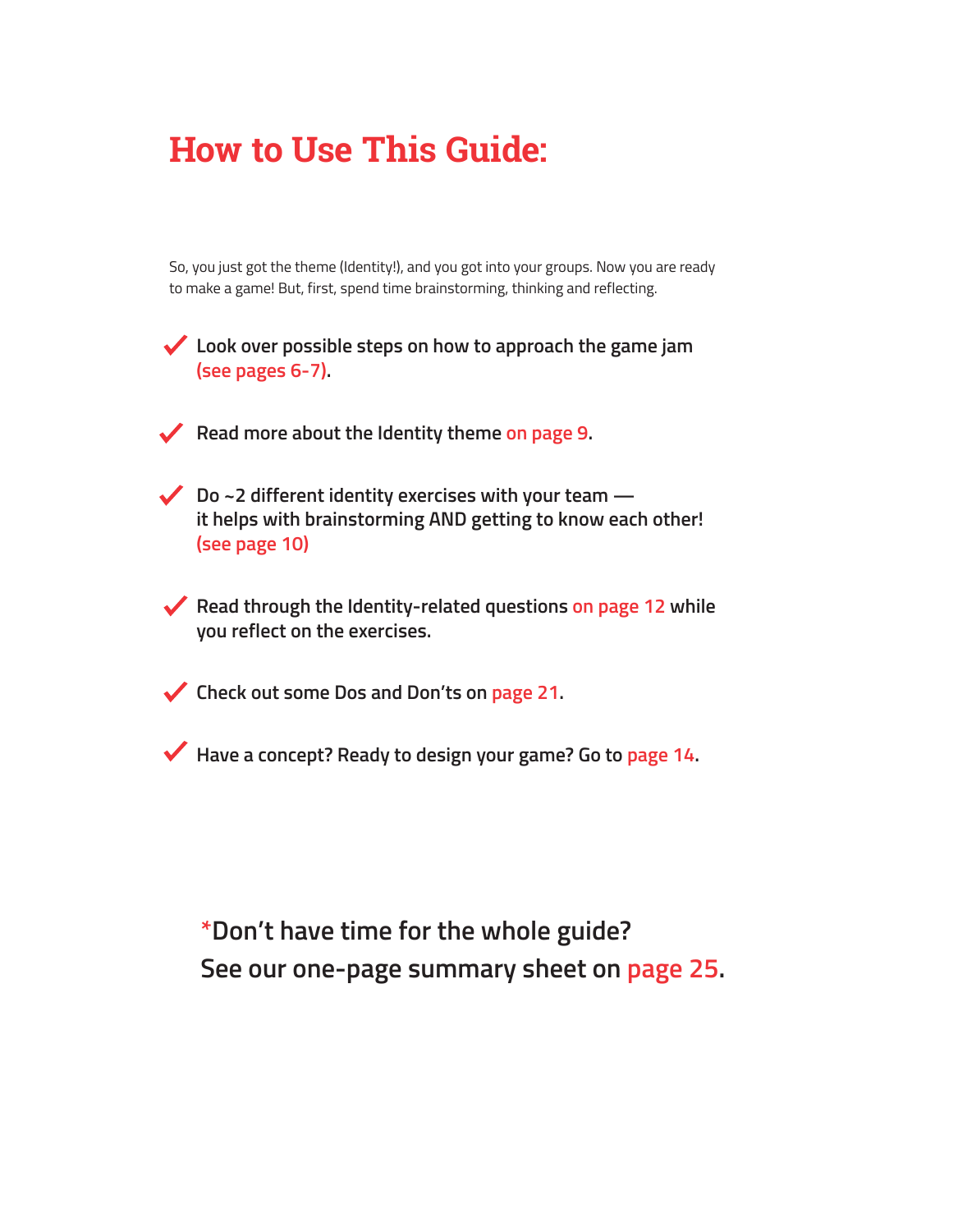# How to Use This Guide:

So, you just got the theme (Identity!), and you got into your groups. Now you are ready to make a game! But, first, spend time brainstorming, thinking and reflecting.

- ✔ **Look over possible steps on how to approach the game jam (see pages 6-7).**
- ✔ **Read more about the Identity theme on page 9.**
- ✔ **Do ~2 different identity exercises with your team — it helps with brainstorming AND getting to know each other! (see page 10)**
- ✔ **Read through the Identity-related questions on page 12 while you reflect on the exercises.**
- ✔ **Check out some Dos and Don'ts on page 21.**
- ✔ **Have a concept? Ready to design your game? Go to page 14.**

**\*Don't have time for the whole guide? See our one-page summary sheet on page 25.**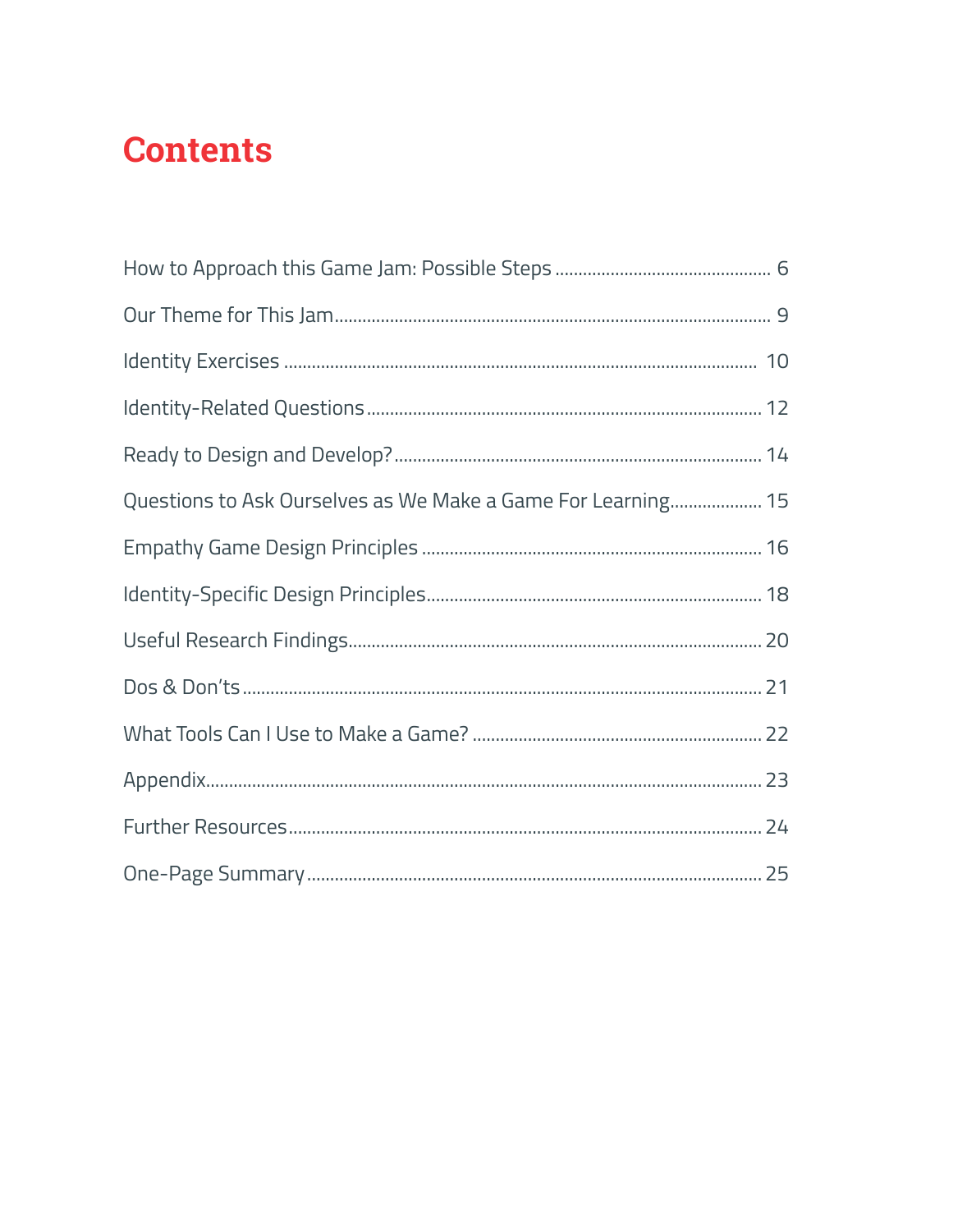# Contents

How to Approach this Game Jam: Possible Steps ............................................. 6

Our Theme for This Jam ........................................................................................ 9

Identity Exercises ................................................................................................. 10

Identity-Related Questions .................................................................................. 12

Ready to Design and Develop? ............................................................................ 14

Questions to Ask Ourselves as We Make a Game For Learning .................... 15

Empathy Game Design Principles ...................................................................... 16

Identity-Specific Design Principles ..................................................................... 18

Useful Research Findings ..................................................................................... 20

Dos & Don'ts ......................................................................................................... 21

What Tools Can I Use to Make a Game? ............................................................ 22

Appendix ............................................................................................................... 23

Further Resources ................................................................................................. 24

One-Page Summary .............................................................................................. 25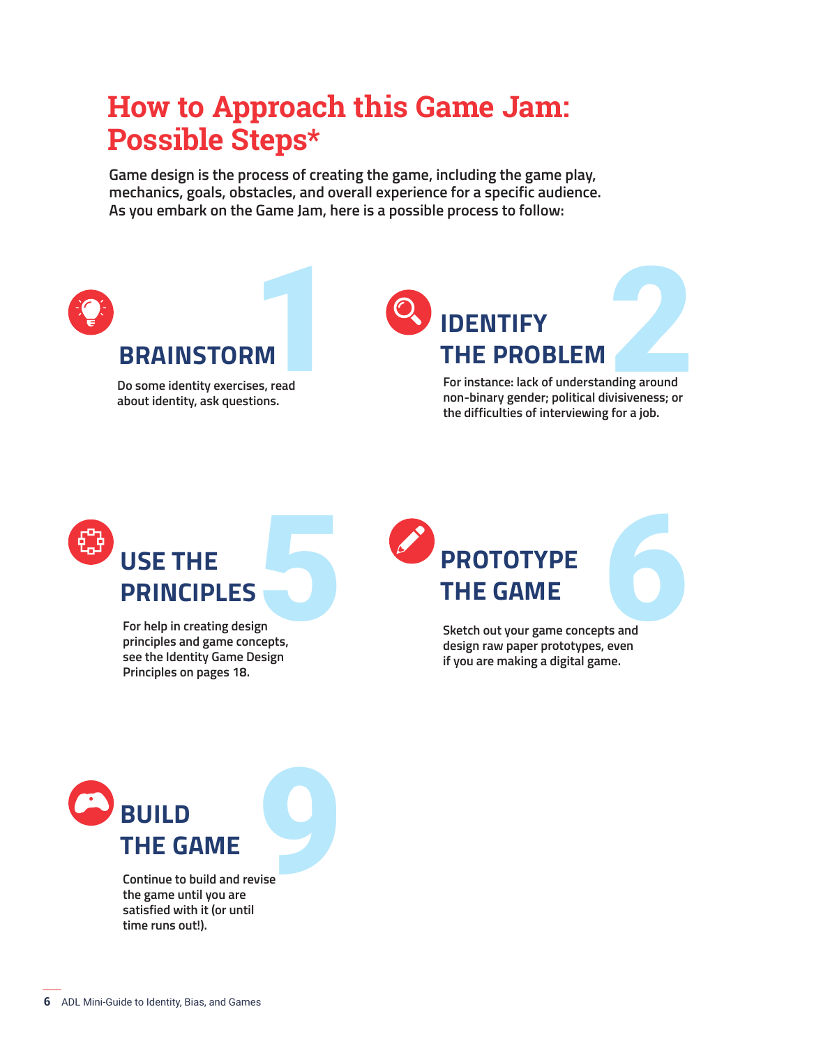# How to Approach this Game Jam: Possible Steps*

**Game design is the process of creating the game, including the game play, mechanics, goals, obstacles, and overall experience for a specific audience. As you embark on the Game Jam, here is a possible process to follow:**

## 1 BRAINSTORM

Do some identity exercises, read about identity, ask questions.

## 2 IDENTIFY THE PROBLEM

For instance: lack of understanding around non-binary gender; political divisiveness; or the difficulties of interviewing for a job.

## 5 USE THE PRINCIPLES

For help in creating design principles and game concepts, see the Identity Game Design Principles on pages 18.

## 6 PROTOTYPE THE GAME

Sketch out your game concepts and design raw paper prototypes, even if you are making a digital game.

## 9 BUILD THE GAME

Continue to build and revise the game until you are satisfied with it (or until time runs out!).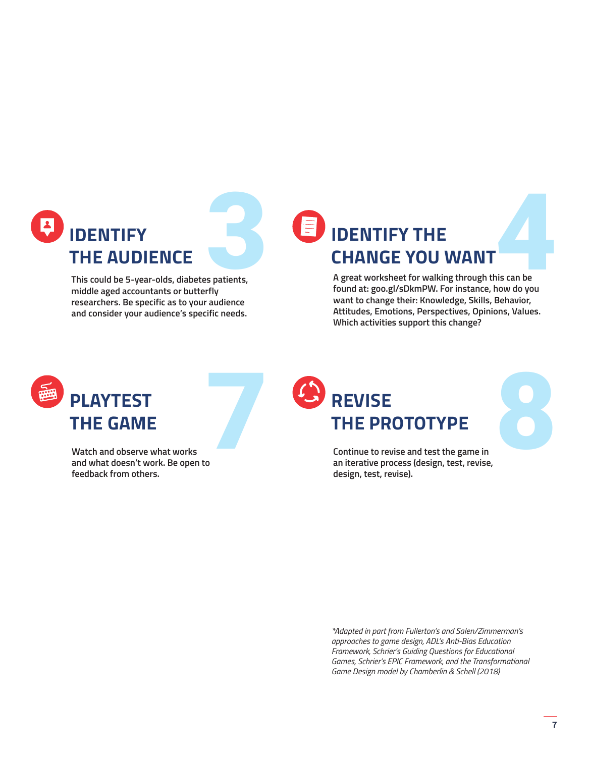## 3 IDENTIFY THE AUDIENCE

This could be 5-year-olds, diabetes patients, middle aged accountants or butterfly researchers. Be specific as to your audience and consider your audience's specific needs.

## 4 IDENTIFY THE CHANGE YOU WANT

A great worksheet for walking through this can be found at: goo.gl/sDkmPW. For instance, how do you want to change their: Knowledge, Skills, Behavior, Attitudes, Emotions, Perspectives, Opinions, Values. Which activities support this change?

## 7 PLAYTEST THE GAME

Watch and observe what works and what doesn't work. Be open to feedback from others.

## 8 REVISE THE PROTOTYPE

Continue to revise and test the game in an iterative process (design, test, revise, design, test, revise).

*\*Adapted in part from Fullerton's and Salen/Zimmerman's approaches to game design, ADL's Anti-Bias Education Framework, Schrier's Guiding Questions for Educational Games, Schrier's EPIC Framework, and the Transformational Game Design model by Chamberlin & Schell (2018)*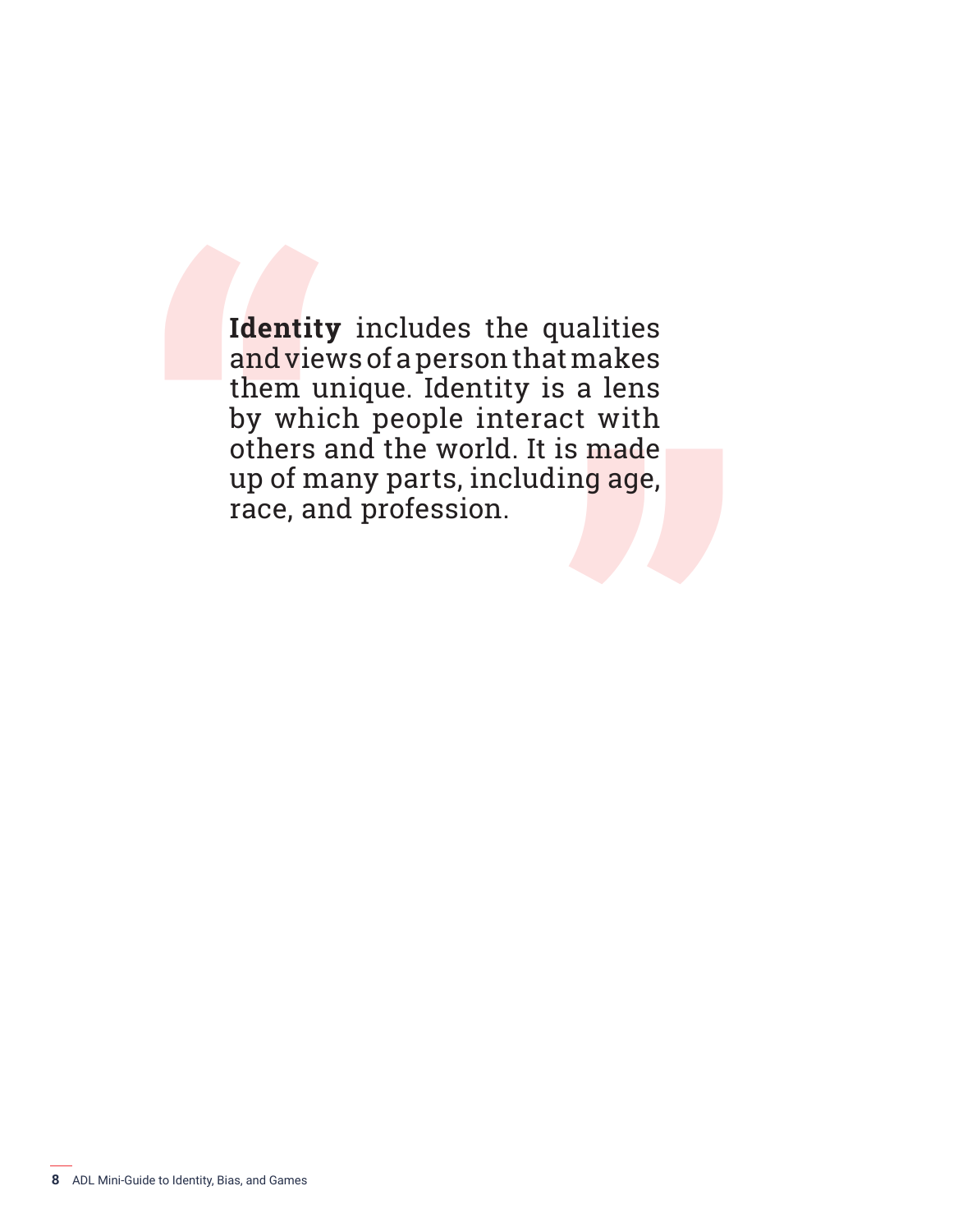**Identity** includes the qualities and views of a person that makes them unique. Identity is a lens by which people interact with others and the world. It is made up of many parts, including age, race, and profession.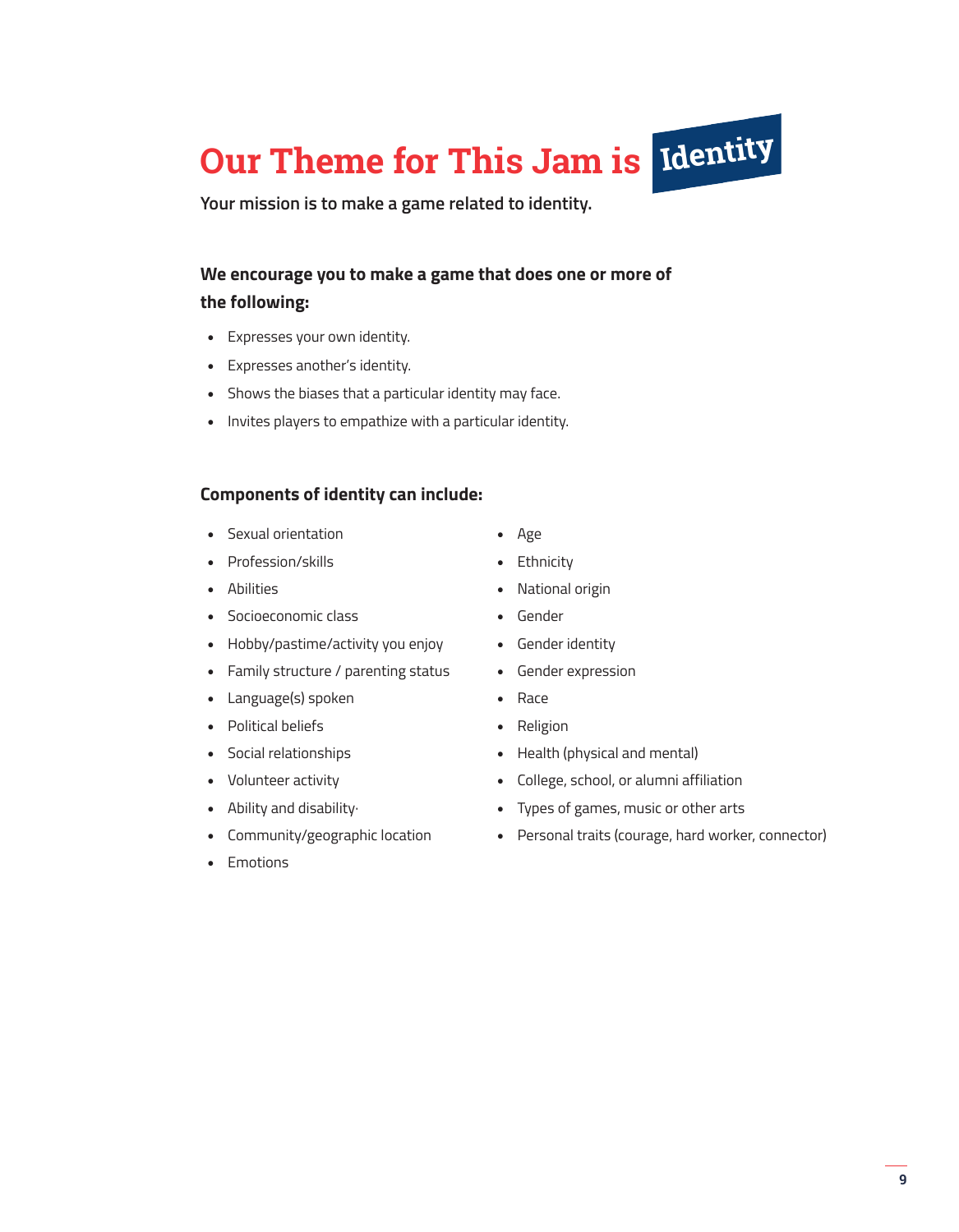# Our Theme for This Jam is Identity

**Your mission is to make a game related to identity.**

### We encourage you to make a game that does one or more of the following:

- Expresses your own identity.
- Expresses another's identity.
- Shows the biases that a particular identity may face.
- Invites players to empathize with a particular identity.

### Components of identity can include:

- Sexual orientation
- Profession/skills
- Abilities
- Socioeconomic class
- Hobby/pastime/activity you enjoy
- Family structure / parenting status
- Language(s) spoken
- Political beliefs
- Social relationships
- Volunteer activity
- Ability and disability·
- Community/geographic location
- Emotions
- Age
- Ethnicity
- National origin
- Gender
- Gender identity
- Gender expression
- Race
- Religion
- Health (physical and mental)
- College, school, or alumni affiliation
- Types of games, music or other arts
- Personal traits (courage, hard worker, connector)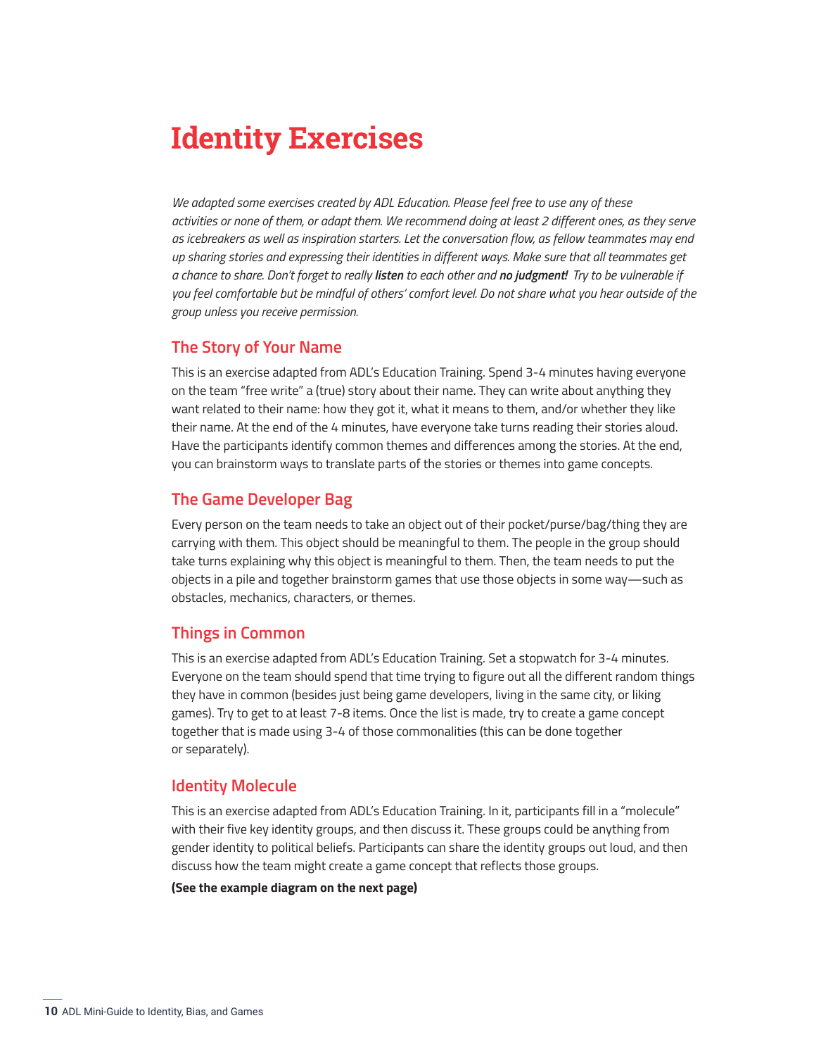# Identity Exercises

*We adapted some exercises created by ADL Education. Please feel free to use any of these activities or none of them, or adapt them. We recommend doing at least 2 different ones, as they serve as icebreakers as well as inspiration starters. Let the conversation flow, as fellow teammates may end up sharing stories and expressing their identities in different ways. Make sure that all teammates get a chance to share. Don't forget to really* ***listen*** *to each other and* ***no judgment!*** *Try to be vulnerable if you feel comfortable but be mindful of others' comfort level. Do not share what you hear outside of the group unless you receive permission.*

## The Story of Your Name

This is an exercise adapted from ADL's Education Training. Spend 3-4 minutes having everyone on the team "free write" a (true) story about their name. They can write about anything they want related to their name: how they got it, what it means to them, and/or whether they like their name. At the end of the 4 minutes, have everyone take turns reading their stories aloud. Have the participants identify common themes and differences among the stories. At the end, you can brainstorm ways to translate parts of the stories or themes into game concepts.

## The Game Developer Bag

Every person on the team needs to take an object out of their pocket/purse/bag/thing they are carrying with them. This object should be meaningful to them. The people in the group should take turns explaining why this object is meaningful to them. Then, the team needs to put the objects in a pile and together brainstorm games that use those objects in some way—such as obstacles, mechanics, characters, or themes.

## Things in Common

This is an exercise adapted from ADL's Education Training. Set a stopwatch for 3-4 minutes. Everyone on the team should spend that time trying to figure out all the different random things they have in common (besides just being game developers, living in the same city, or liking games). Try to get to at least 7-8 items. Once the list is made, try to create a game concept together that is made using 3-4 of those commonalities (this can be done together or separately).

## Identity Molecule

This is an exercise adapted from ADL's Education Training. In it, participants fill in a "molecule" with their five key identity groups, and then discuss it. These groups could be anything from gender identity to political beliefs. Participants can share the identity groups out loud, and then discuss how the team might create a game concept that reflects those groups.

**(See the example diagram on the next page)**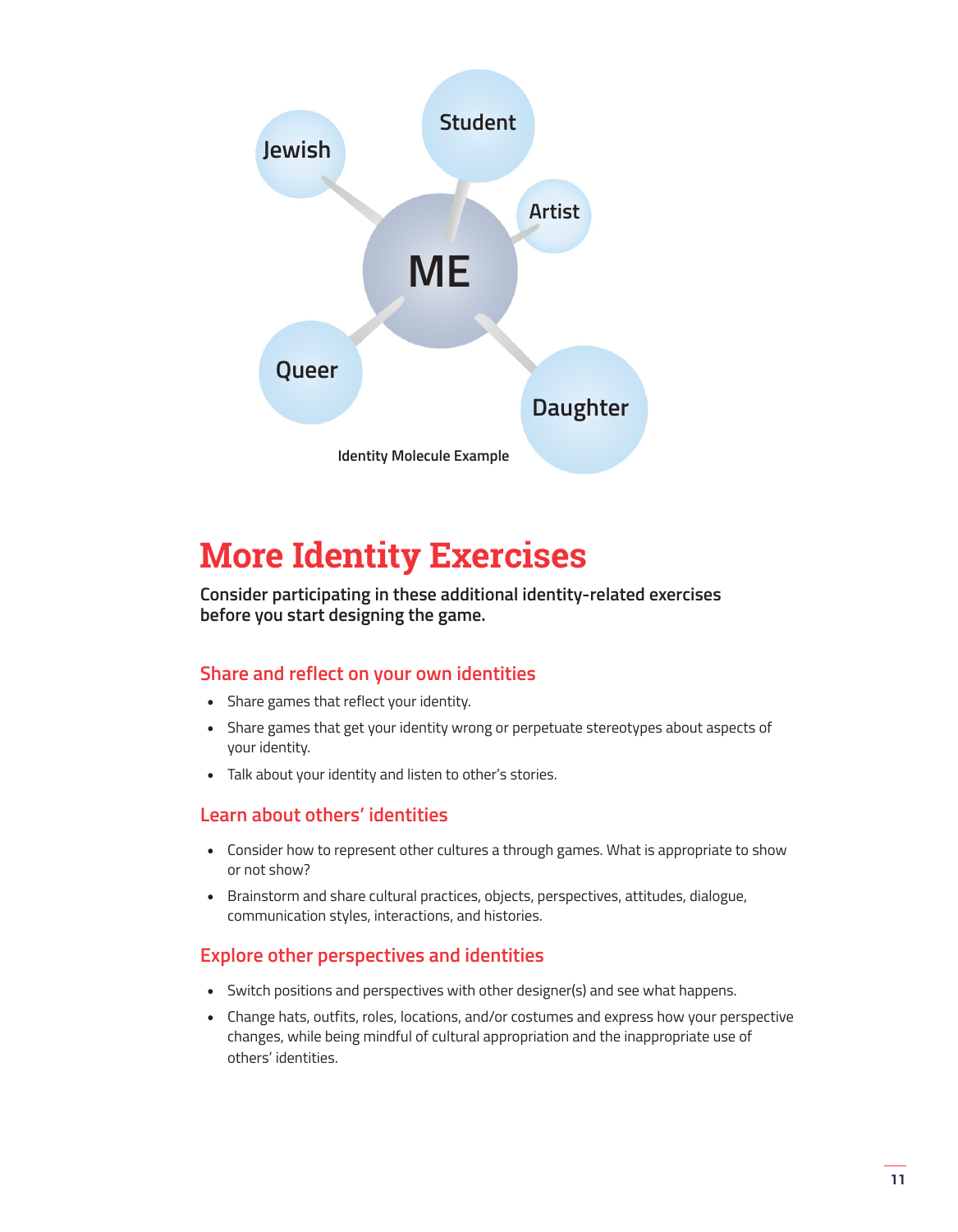Jewish

Student

Artist

ME

Queer

Daughter

Identity Molecule Example

# More Identity Exercises

**Consider participating in these additional identity-related exercises before you start designing the game.**

## Share and reflect on your own identities

- Share games that reflect your identity.
- Share games that get your identity wrong or perpetuate stereotypes about aspects of your identity.
- Talk about your identity and listen to other's stories.

## Learn about others' identities

- Consider how to represent other cultures a through games. What is appropriate to show or not show?
- Brainstorm and share cultural practices, objects, perspectives, attitudes, dialogue, communication styles, interactions, and histories.

## Explore other perspectives and identities

- Switch positions and perspectives with other designer(s) and see what happens.
- Change hats, outfits, roles, locations, and/or costumes and express how your perspective changes, while being mindful of cultural appropriation and the inappropriate use of others' identities.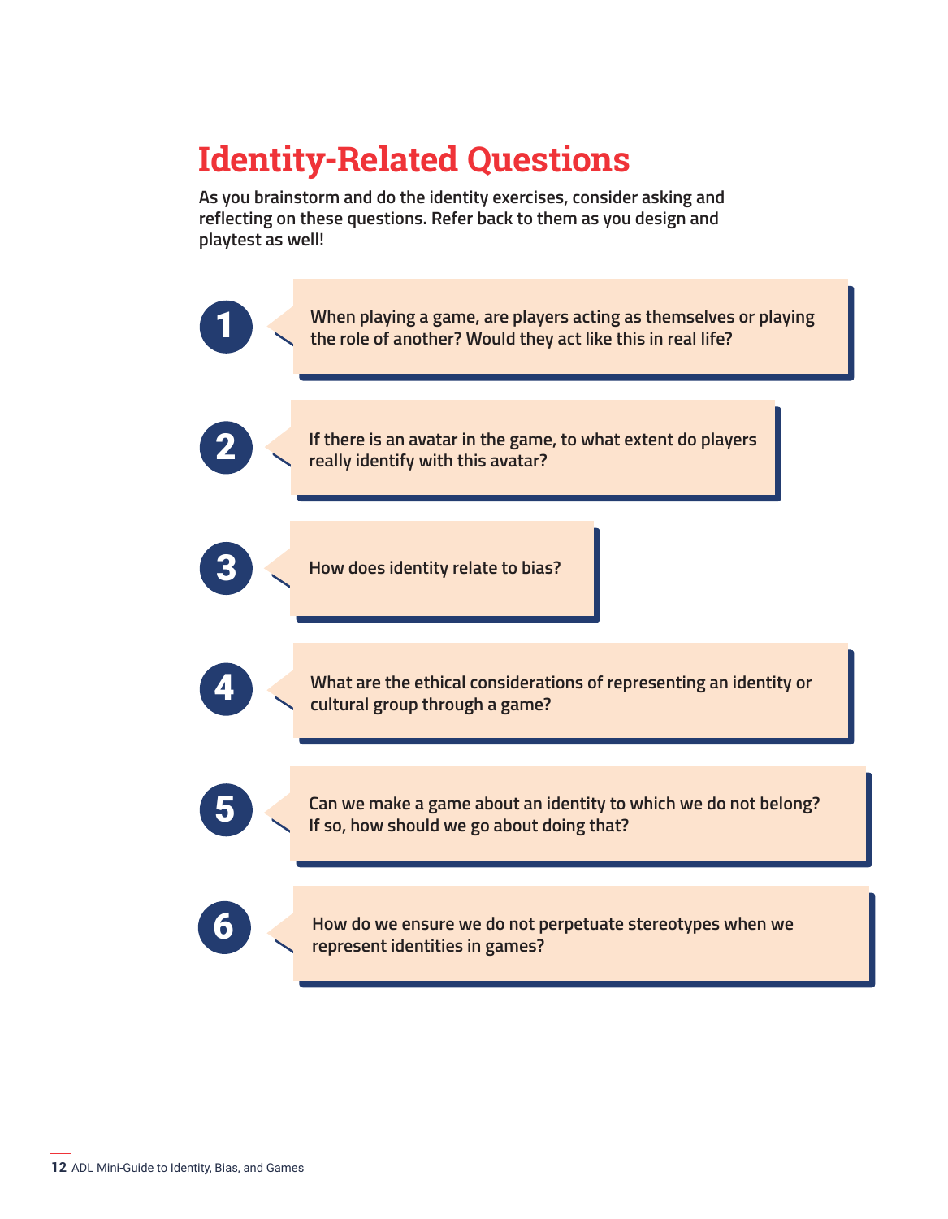# Identity-Related Questions

**As you brainstorm and do the identity exercises, consider asking and reflecting on these questions. Refer back to them as you design and playtest as well!**

1. When playing a game, are players acting as themselves or playing the role of another? Would they act like this in real life?
2. If there is an avatar in the game, to what extent do players really identify with this avatar?
3. How does identity relate to bias?
4. What are the ethical considerations of representing an identity or cultural group through a game?
5. Can we make a game about an identity to which we do not belong? If so, how should we go about doing that?
6. How do we ensure we do not perpetuate stereotypes when we represent identities in games?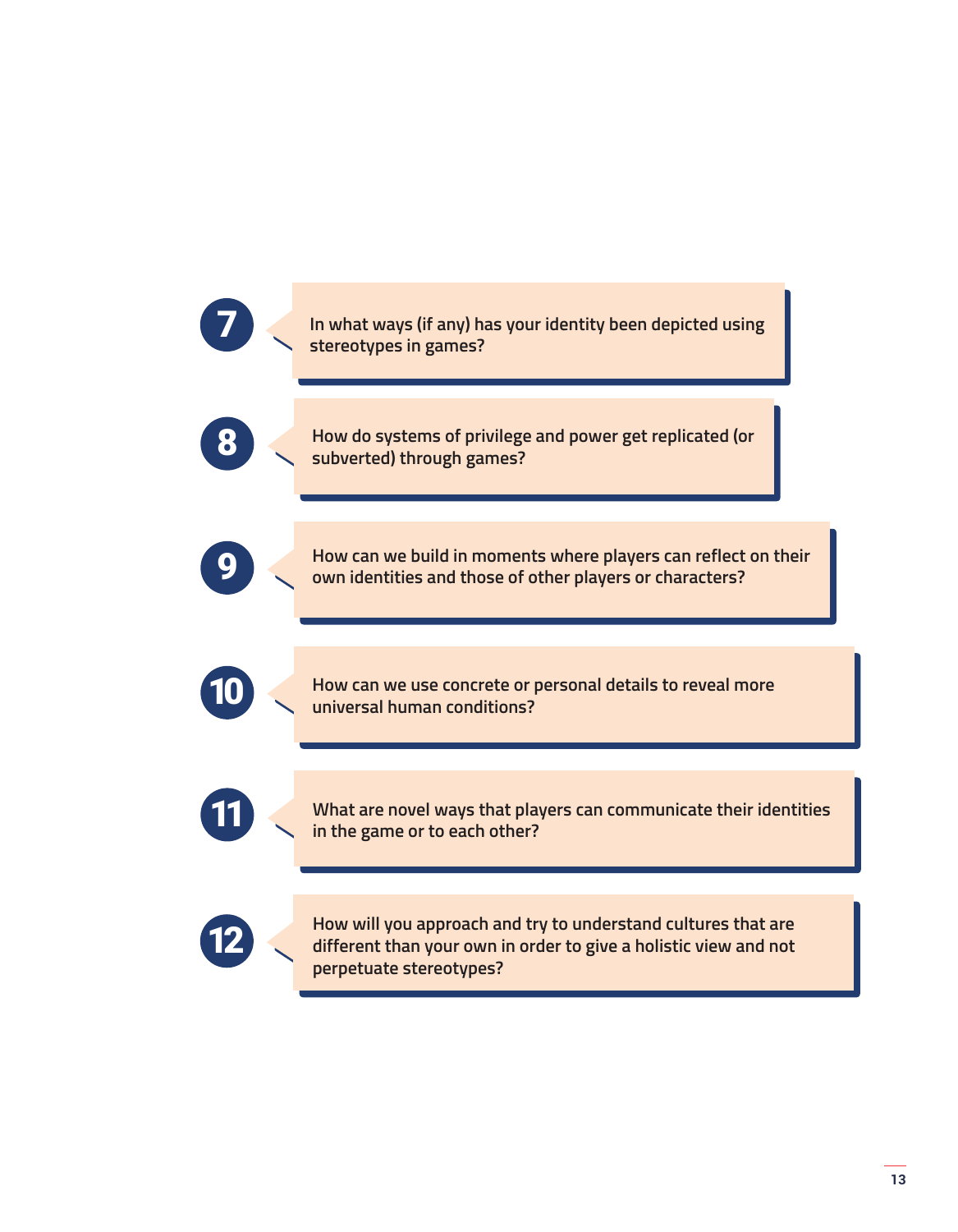7. In what ways (if any) has your identity been depicted using stereotypes in games?

8. How do systems of privilege and power get replicated (or subverted) through games?

9. How can we build in moments where players can reflect on their own identities and those of other players or characters?

10. How can we use concrete or personal details to reveal more universal human conditions?

11. What are novel ways that players can communicate their identities in the game or to each other?

12. How will you approach and try to understand cultures that are different than your own in order to give a holistic view and not perpetuate stereotypes?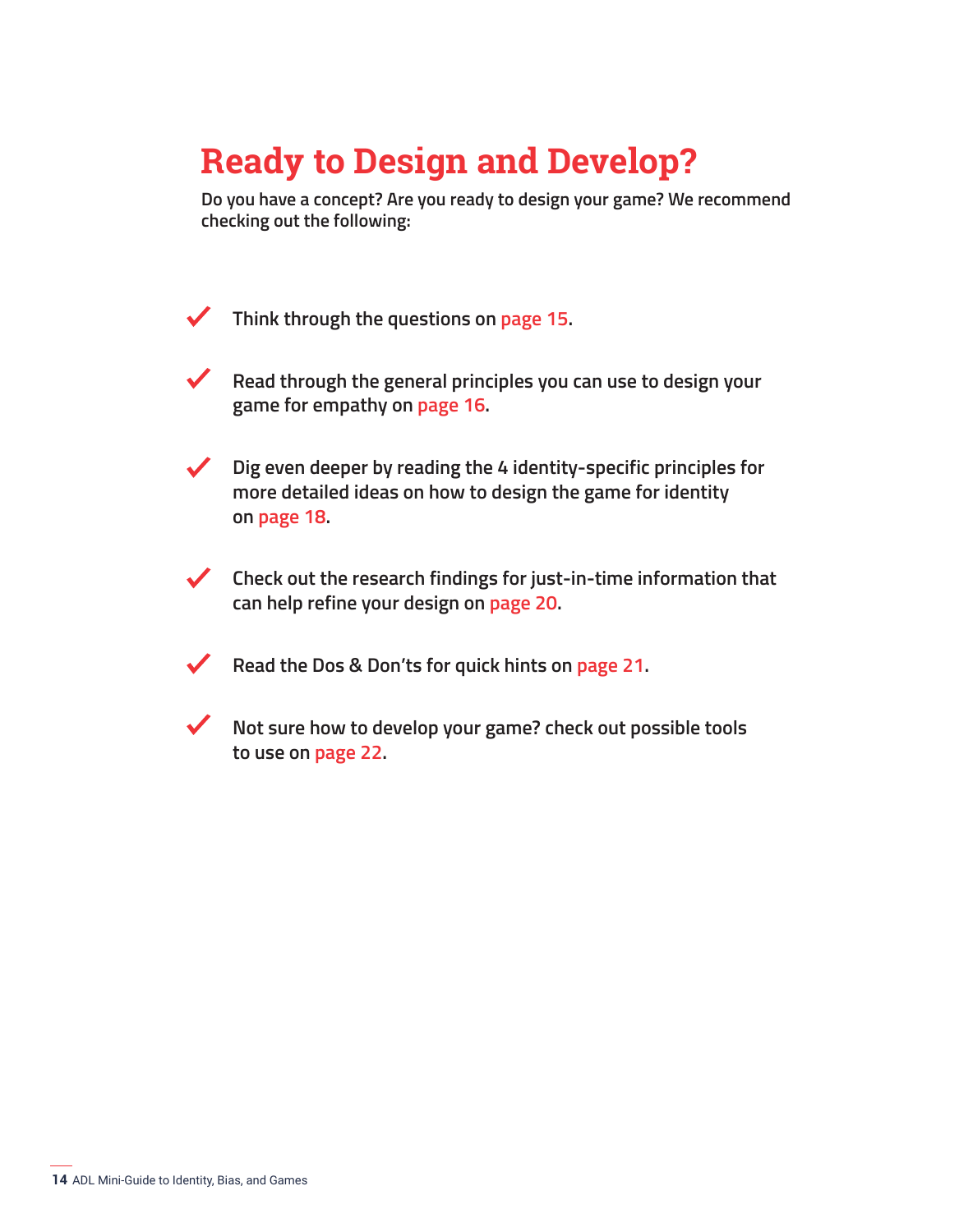# Ready to Design and Develop?

**Do you have a concept? Are you ready to design your game? We recommend checking out the following:**

- ✓ Think through the questions on page 15.
- ✓ Read through the general principles you can use to design your game for empathy on page 16.
- ✓ Dig even deeper by reading the 4 identity-specific principles for more detailed ideas on how to design the game for identity on page 18.
- ✓ Check out the research findings for just-in-time information that can help refine your design on page 20.
- ✓ Read the Dos & Don'ts for quick hints on page 21.
- ✓ Not sure how to develop your game? check out possible tools to use on page 22.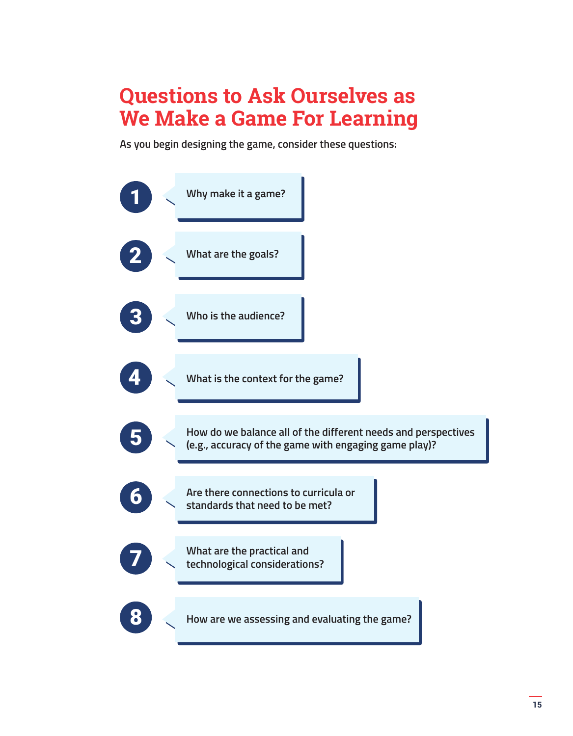# Questions to Ask Ourselves as We Make a Game For Learning

**As you begin designing the game, consider these questions:**

1. Why make it a game?
2. What are the goals?
3. Who is the audience?
4. What is the context for the game?
5. How do we balance all of the different needs and perspectives (e.g., accuracy of the game with engaging game play)?
6. Are there connections to curricula or standards that need to be met?
7. What are the practical and technological considerations?
8. How are we assessing and evaluating the game?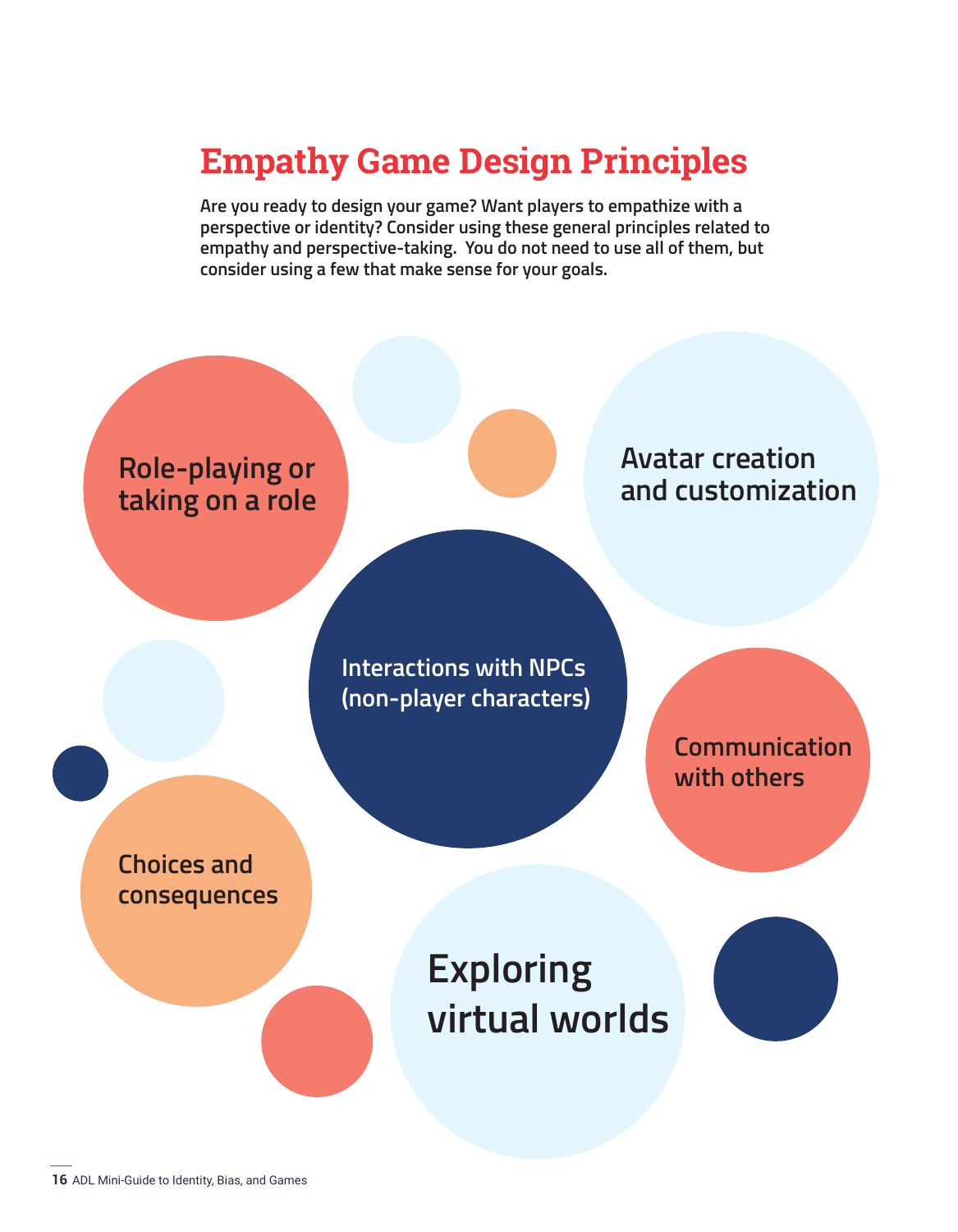# Empathy Game Design Principles

**Are you ready to design your game? Want players to empathize with a perspective or identity? Consider using these general principles related to empathy and perspective-taking. You do not need to use all of them, but consider using a few that make sense for your goals.**

- Role-playing or taking on a role
- Avatar creation and customization
- Interactions with NPCs (non-player characters)
- Communication with others
- Choices and consequences
- Exploring virtual worlds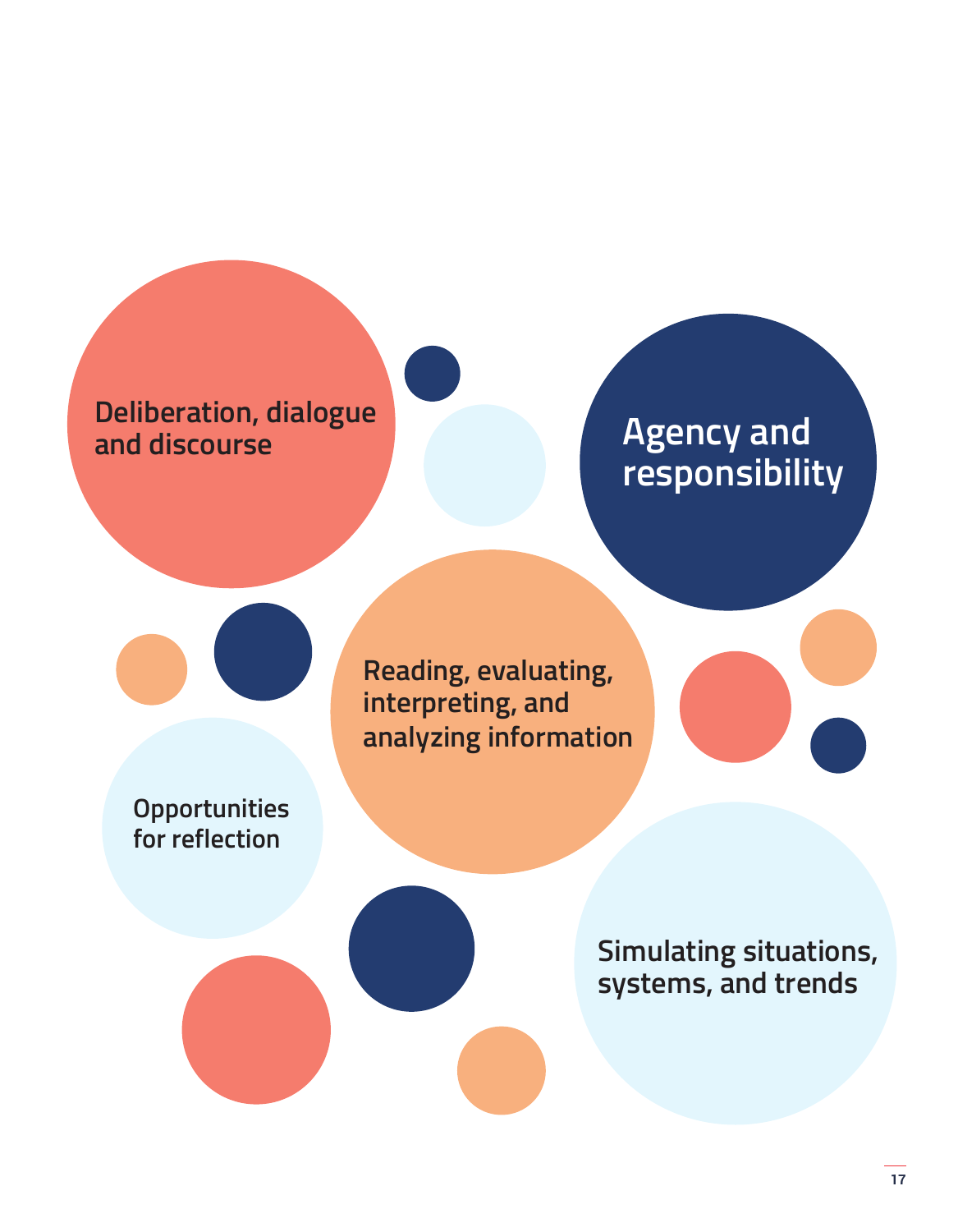Deliberation, dialogue and discourse

Agency and responsibility

Reading, evaluating, interpreting, and analyzing information

Opportunities for reflection

Simulating situations, systems, and trends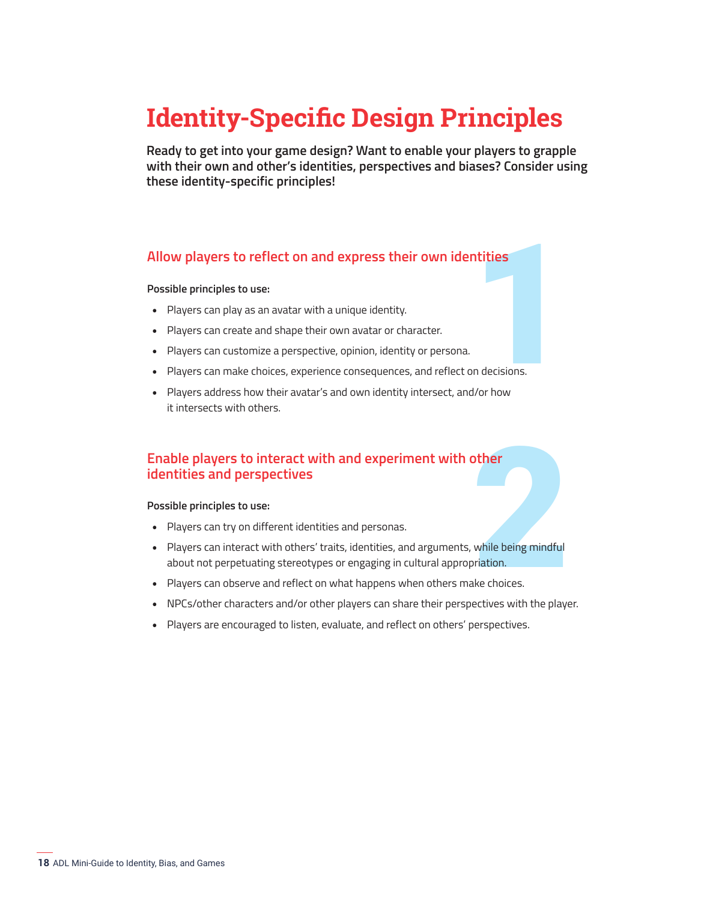# Identity-Specific Design Principles

**Ready to get into your game design? Want to enable your players to grapple with their own and other's identities, perspectives and biases? Consider using these identity-specific principles!**

## 1 Allow players to reflect on and express their own identities

**Possible principles to use:**

- Players can play as an avatar with a unique identity.
- Players can create and shape their own avatar or character.
- Players can customize a perspective, opinion, identity or persona.
- Players can make choices, experience consequences, and reflect on decisions.
- Players address how their avatar's and own identity intersect, and/or how it intersects with others.

## 2 Enable players to interact with and experiment with other identities and perspectives

**Possible principles to use:**

- Players can try on different identities and personas.
- Players can interact with others' traits, identities, and arguments, while being mindful about not perpetuating stereotypes or engaging in cultural appropriation.
- Players can observe and reflect on what happens when others make choices.
- NPCs/other characters and/or other players can share their perspectives with the player.
- Players are encouraged to listen, evaluate, and reflect on others' perspectives.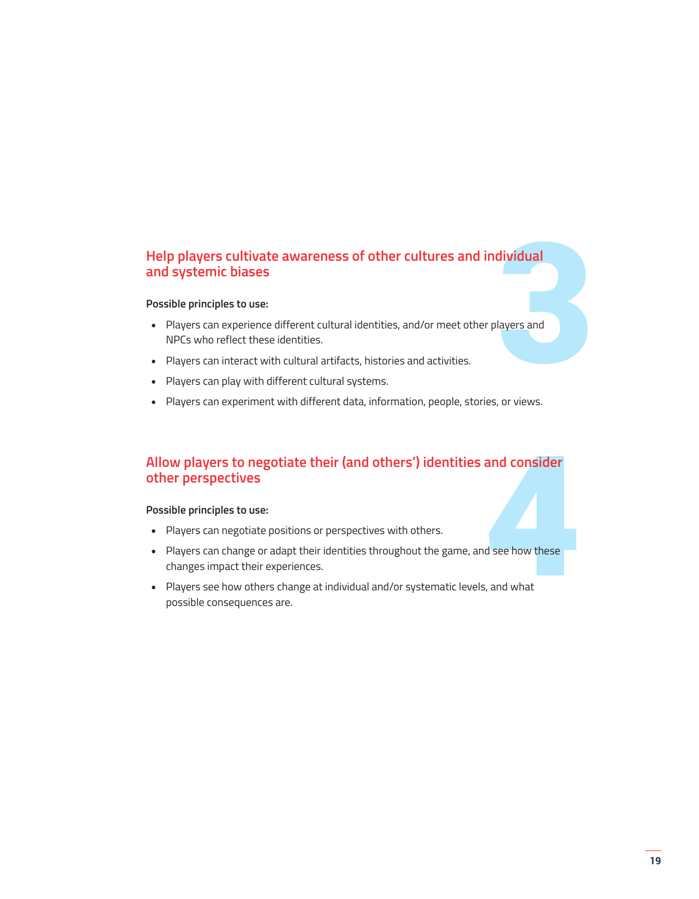## 3 Help players cultivate awareness of other cultures and individual and systemic biases

**Possible principles to use:**

- Players can experience different cultural identities, and/or meet other players and NPCs who reflect these identities.
- Players can interact with cultural artifacts, histories and activities.
- Players can play with different cultural systems.
- Players can experiment with different data, information, people, stories, or views.

## 4 Allow players to negotiate their (and others') identities and consider other perspectives

**Possible principles to use:**

- Players can negotiate positions or perspectives with others.
- Players can change or adapt their identities throughout the game, and see how these changes impact their experiences.
- Players see how others change at individual and/or systematic levels, and what possible consequences are.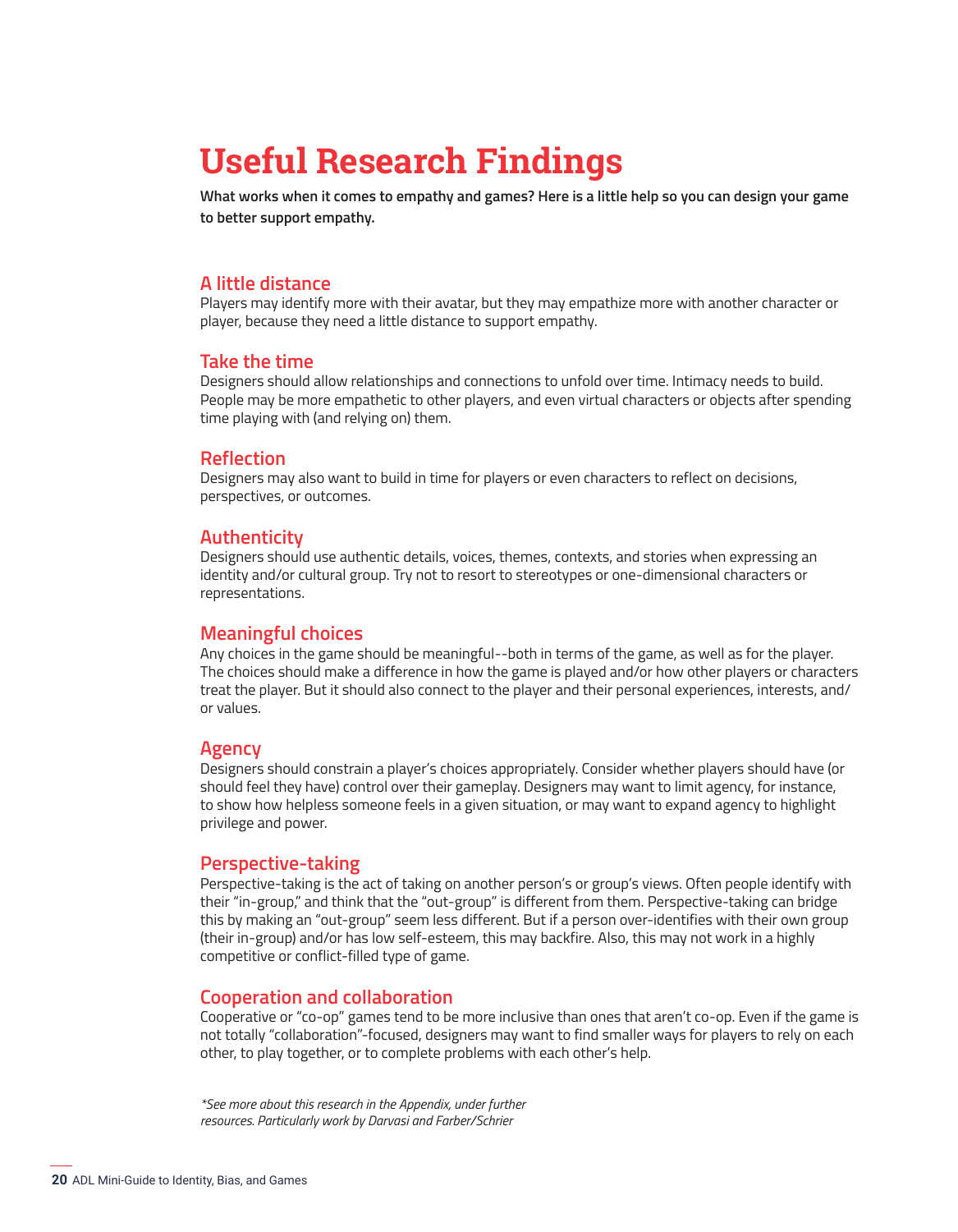# Useful Research Findings

**What works when it comes to empathy and games? Here is a little help so you can design your game to better support empathy.**

## A little distance

Players may identify more with their avatar, but they may empathize more with another character or player, because they need a little distance to support empathy.

## Take the time

Designers should allow relationships and connections to unfold over time. Intimacy needs to build. People may be more empathetic to other players, and even virtual characters or objects after spending time playing with (and relying on) them.

## Reflection

Designers may also want to build in time for players or even characters to reflect on decisions, perspectives, or outcomes.

## Authenticity

Designers should use authentic details, voices, themes, contexts, and stories when expressing an identity and/or cultural group. Try not to resort to stereotypes or one-dimensional characters or representations.

## Meaningful choices

Any choices in the game should be meaningful--both in terms of the game, as well as for the player. The choices should make a difference in how the game is played and/or how other players or characters treat the player. But it should also connect to the player and their personal experiences, interests, and/or values.

## Agency

Designers should constrain a player's choices appropriately. Consider whether players should have (or should feel they have) control over their gameplay. Designers may want to limit agency, for instance, to show how helpless someone feels in a given situation, or may want to expand agency to highlight privilege and power.

## Perspective-taking

Perspective-taking is the act of taking on another person's or group's views. Often people identify with their "in-group," and think that the "out-group" is different from them. Perspective-taking can bridge this by making an "out-group" seem less different. But if a person over-identifies with their own group (their in-group) and/or has low self-esteem, this may backfire. Also, this may not work in a highly competitive or conflict-filled type of game.

## Cooperation and collaboration

Cooperative or "co-op" games tend to be more inclusive than ones that aren't co-op. Even if the game is not totally "collaboration"-focused, designers may want to find smaller ways for players to rely on each other, to play together, or to complete problems with each other's help.

*\*See more about this research in the Appendix, under further resources. Particularly work by Darvasi and Farber/Schrier*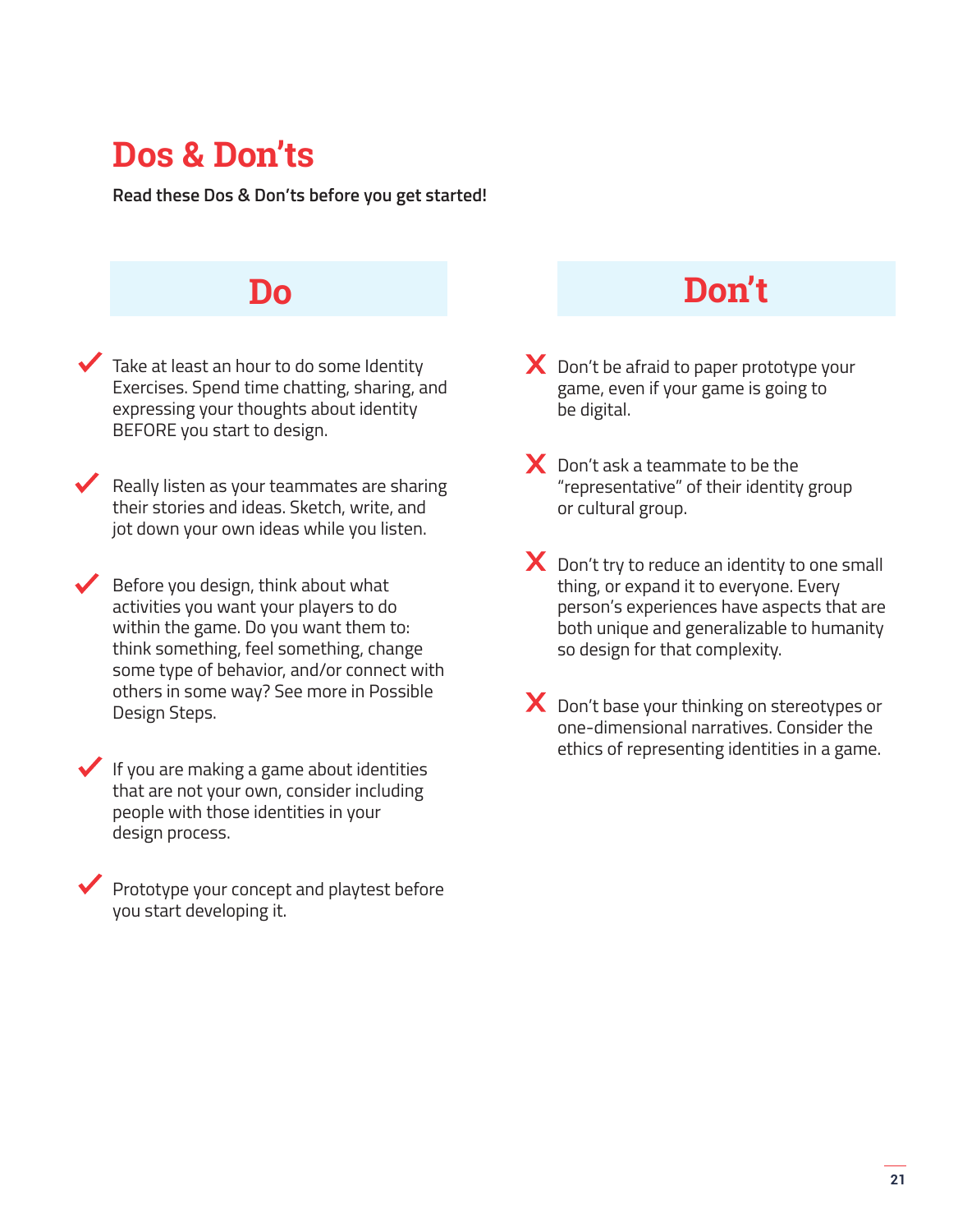# Dos & Don'ts

**Read these Dos & Don'ts before you get started!**

## Do

- ✔ Take at least an hour to do some Identity Exercises. Spend time chatting, sharing, and expressing your thoughts about identity BEFORE you start to design.
- ✔ Really listen as your teammates are sharing their stories and ideas. Sketch, write, and jot down your own ideas while you listen.
- ✔ Before you design, think about what activities you want your players to do within the game. Do you want them to: think something, feel something, change some type of behavior, and/or connect with others in some way? See more in Possible Design Steps.
- ✔ If you are making a game about identities that are not your own, consider including people with those identities in your design process.
- ✔ Prototype your concept and playtest before you start developing it.

## Don't

- ✘ Don't be afraid to paper prototype your game, even if your game is going to be digital.
- ✘ Don't ask a teammate to be the "representative" of their identity group or cultural group.
- ✘ Don't try to reduce an identity to one small thing, or expand it to everyone. Every person's experiences have aspects that are both unique and generalizable to humanity so design for that complexity.
- ✘ Don't base your thinking on stereotypes or one-dimensional narratives. Consider the ethics of representing identities in a game.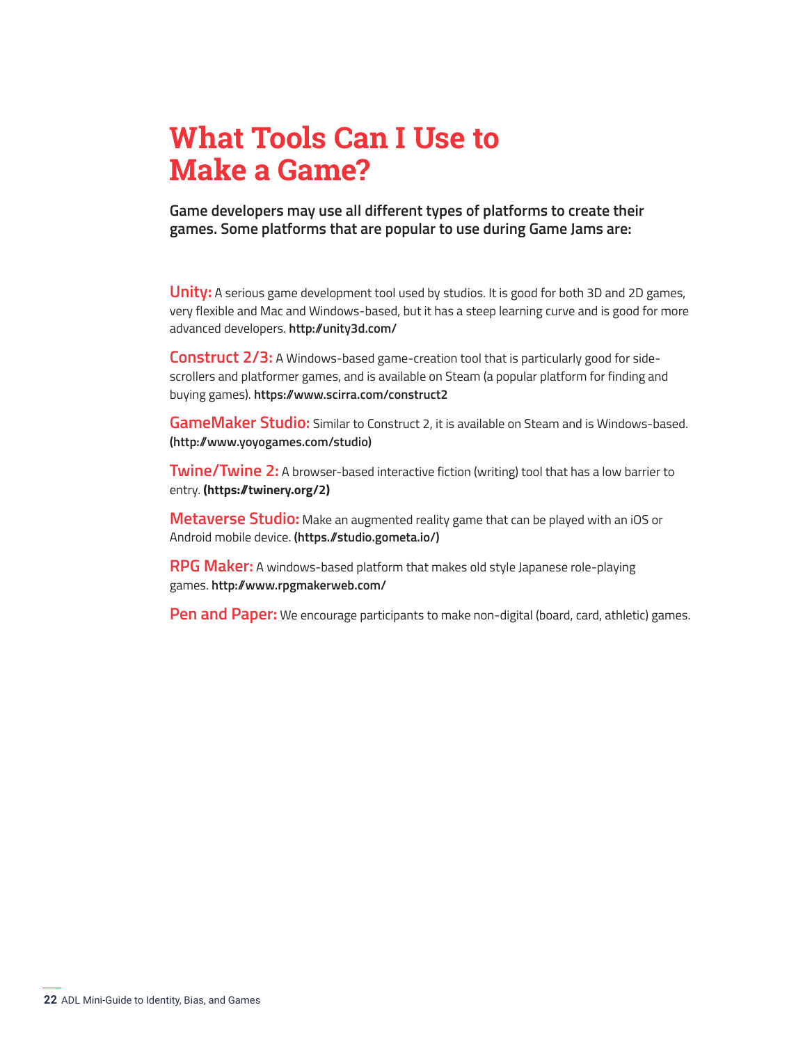# What Tools Can I Use to Make a Game?

**Game developers may use all different types of platforms to create their games. Some platforms that are popular to use during Game Jams are:**

**Unity:** A serious game development tool used by studios. It is good for both 3D and 2D games, very flexible and Mac and Windows-based, but it has a steep learning curve and is good for more advanced developers. **http://unity3d.com/**

**Construct 2/3:** A Windows-based game-creation tool that is particularly good for side-scrollers and platformer games, and is available on Steam (a popular platform for finding and buying games). **https://www.scirra.com/construct2**

**GameMaker Studio:** Similar to Construct 2, it is available on Steam and is Windows-based. **(http://www.yoyogames.com/studio)**

**Twine/Twine 2:** A browser-based interactive fiction (writing) tool that has a low barrier to entry. **(https://twinery.org/2)**

**Metaverse Studio:** Make an augmented reality game that can be played with an iOS or Android mobile device. **(https.//studio.gometa.io/)**

**RPG Maker:** A windows-based platform that makes old style Japanese role-playing games. **http://www.rpgmakerweb.com/**

**Pen and Paper:** We encourage participants to make non-digital (board, card, athletic) games.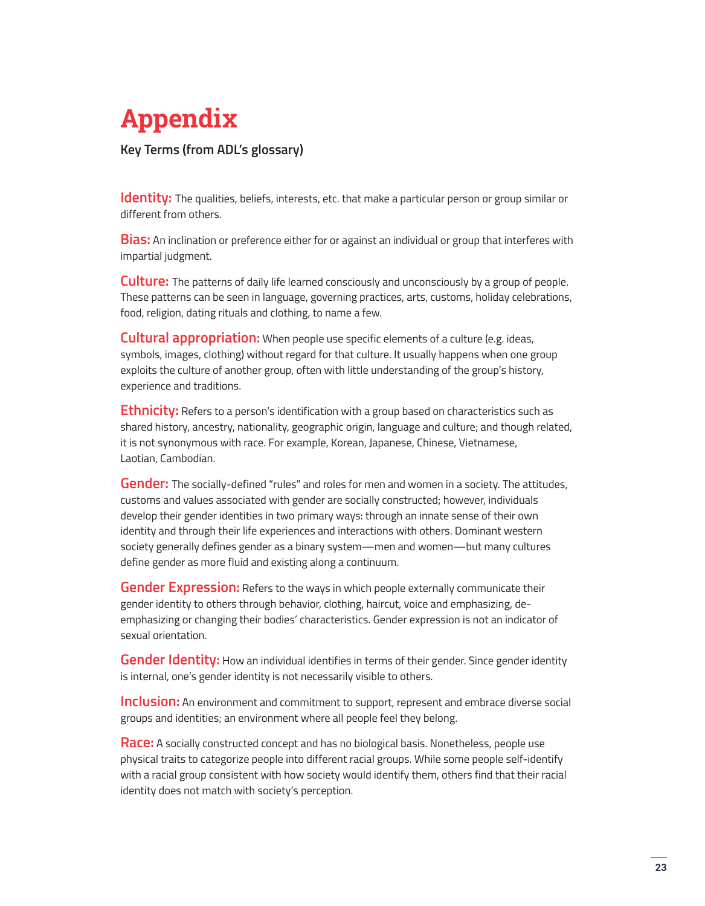# Appendix

**Key Terms (from ADL's glossary)**

**Identity:** The qualities, beliefs, interests, etc. that make a particular person or group similar or different from others.

**Bias:** An inclination or preference either for or against an individual or group that interferes with impartial judgment.

**Culture:** The patterns of daily life learned consciously and unconsciously by a group of people. These patterns can be seen in language, governing practices, arts, customs, holiday celebrations, food, religion, dating rituals and clothing, to name a few.

**Cultural appropriation:** When people use specific elements of a culture (e.g. ideas, symbols, images, clothing) without regard for that culture. It usually happens when one group exploits the culture of another group, often with little understanding of the group's history, experience and traditions.

**Ethnicity:** Refers to a person's identification with a group based on characteristics such as shared history, ancestry, nationality, geographic origin, language and culture; and though related, it is not synonymous with race. For example, Korean, Japanese, Chinese, Vietnamese, Laotian, Cambodian.

**Gender:** The socially-defined "rules" and roles for men and women in a society. The attitudes, customs and values associated with gender are socially constructed; however, individuals develop their gender identities in two primary ways: through an innate sense of their own identity and through their life experiences and interactions with others. Dominant western society generally defines gender as a binary system—men and women—but many cultures define gender as more fluid and existing along a continuum.

**Gender Expression:** Refers to the ways in which people externally communicate their gender identity to others through behavior, clothing, haircut, voice and emphasizing, de-emphasizing or changing their bodies' characteristics. Gender expression is not an indicator of sexual orientation.

**Gender Identity:** How an individual identifies in terms of their gender. Since gender identity is internal, one's gender identity is not necessarily visible to others.

**Inclusion:** An environment and commitment to support, represent and embrace diverse social groups and identities; an environment where all people feel they belong.

**Race:** A socially constructed concept and has no biological basis. Nonetheless, people use physical traits to categorize people into different racial groups. While some people self-identify with a racial group consistent with how society would identify them, others find that their racial identity does not match with society's perception.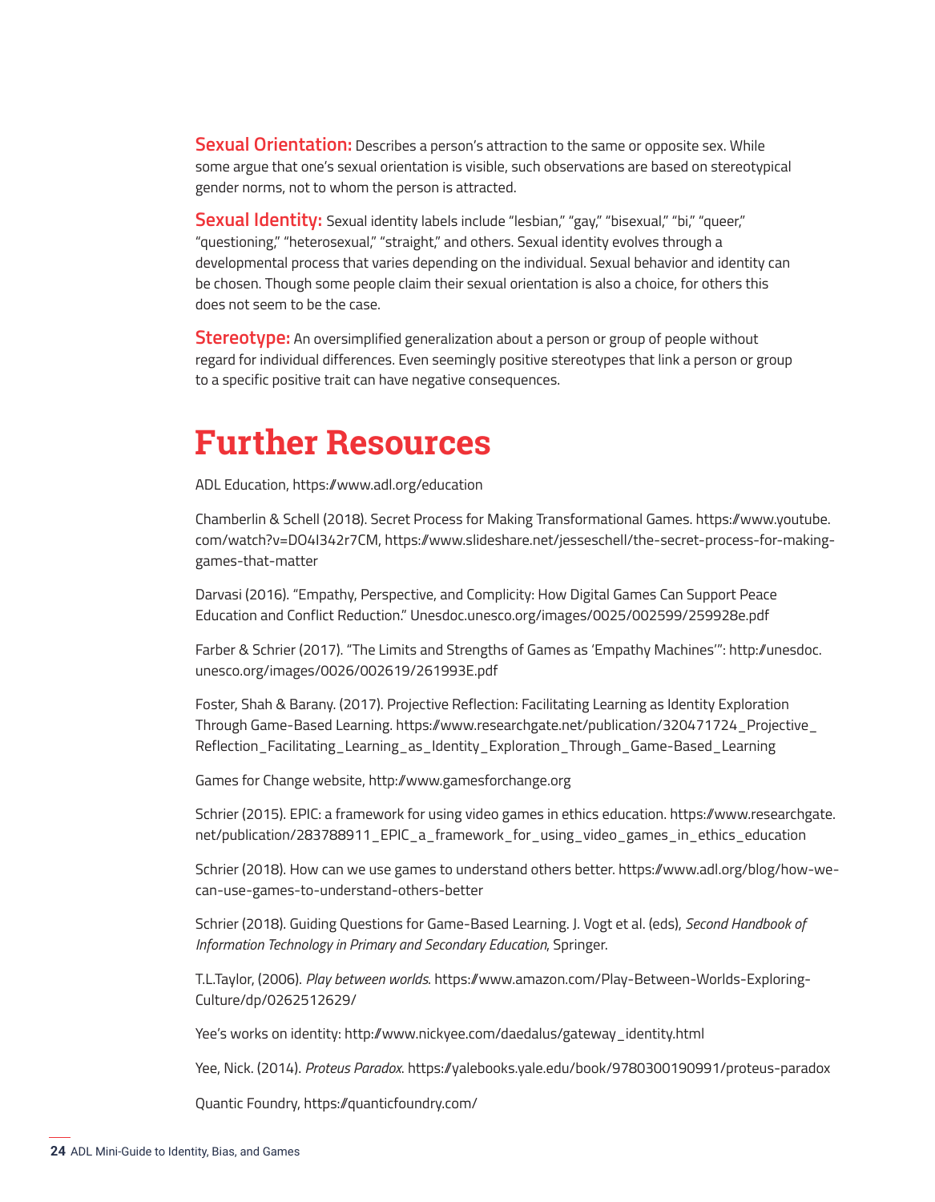**Sexual Orientation:** Describes a person's attraction to the same or opposite sex. While some argue that one's sexual orientation is visible, such observations are based on stereotypical gender norms, not to whom the person is attracted.

**Sexual Identity:** Sexual identity labels include "lesbian," "gay," "bisexual," "bi," "queer," "questioning," "heterosexual," "straight," and others. Sexual identity evolves through a developmental process that varies depending on the individual. Sexual behavior and identity can be chosen. Though some people claim their sexual orientation is also a choice, for others this does not seem to be the case.

**Stereotype:** An oversimplified generalization about a person or group of people without regard for individual differences. Even seemingly positive stereotypes that link a person or group to a specific positive trait can have negative consequences.

# Further Resources

ADL Education, https://www.adl.org/education

Chamberlin & Schell (2018). Secret Process for Making Transformational Games. https://www.youtube.com/watch?v=DO4I342r7CM, https://www.slideshare.net/jesseschell/the-secret-process-for-making-games-that-matter

Darvasi (2016). "Empathy, Perspective, and Complicity: How Digital Games Can Support Peace Education and Conflict Reduction." Unesdoc.unesco.org/images/0025/002599/259928e.pdf

Farber & Schrier (2017). "The Limits and Strengths of Games as 'Empathy Machines'": http://unesdoc.unesco.org/images/0026/002619/261993E.pdf

Foster, Shah & Barany. (2017). Projective Reflection: Facilitating Learning as Identity Exploration Through Game-Based Learning. https://www.researchgate.net/publication/320471724_Projective_Reflection_Facilitating_Learning_as_Identity_Exploration_Through_Game-Based_Learning

Games for Change website, http://www.gamesforchange.org

Schrier (2015). EPIC: a framework for using video games in ethics education. https://www.researchgate.net/publication/283788911_EPIC_a_framework_for_using_video_games_in_ethics_education

Schrier (2018). How can we use games to understand others better. https://www.adl.org/blog/how-we-can-use-games-to-understand-others-better

Schrier (2018). Guiding Questions for Game-Based Learning. J. Vogt et al. (eds), *Second Handbook of Information Technology in Primary and Secondary Education*, Springer.

T.L.Taylor, (2006). *Play between worlds*. https://www.amazon.com/Play-Between-Worlds-Exploring-Culture/dp/0262512629/

Yee's works on identity: http://www.nickyee.com/daedalus/gateway_identity.html

Yee, Nick. (2014). *Proteus Paradox*. https://yalebooks.yale.edu/book/9780300190991/proteus-paradox

Quantic Foundry, https://quanticfoundry.com/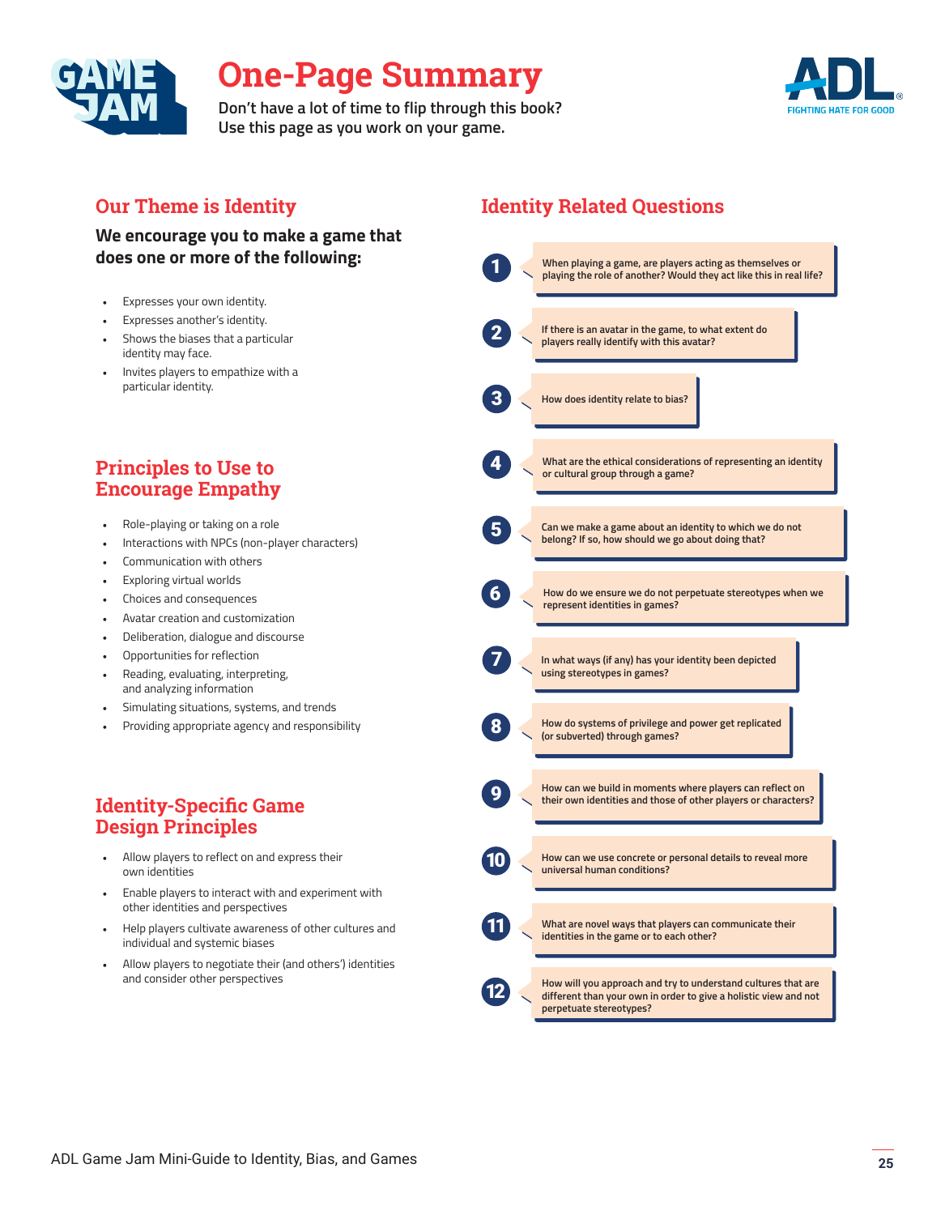# One-Page Summary

**Don't have a lot of time to flip through this book? Use this page as you work on your game.**

## Our Theme is Identity

**We encourage you to make a game that does one or more of the following:**

- Expresses your own identity.
- Expresses another's identity.
- Shows the biases that a particular identity may face.
- Invites players to empathize with a particular identity.

## Principles to Use to Encourage Empathy

- Role-playing or taking on a role
- Interactions with NPCs (non-player characters)
- Communication with others
- Exploring virtual worlds
- Choices and consequences
- Avatar creation and customization
- Deliberation, dialogue and discourse
- Opportunities for reflection
- Reading, evaluating, interpreting, and analyzing information
- Simulating situations, systems, and trends
- Providing appropriate agency and responsibility

## Identity-Specific Game Design Principles

- Allow players to reflect on and express their own identities
- Enable players to interact with and experiment with other identities and perspectives
- Help players cultivate awareness of other cultures and individual and systemic biases
- Allow players to negotiate their (and others') identities and consider other perspectives

## Identity Related Questions

1. When playing a game, are players acting as themselves or playing the role of another? Would they act like this in real life?
2. If there is an avatar in the game, to what extent do players really identify with this avatar?
3. How does identity relate to bias?
4. What are the ethical considerations of representing an identity or cultural group through a game?
5. Can we make a game about an identity to which we do not belong? If so, how should we go about doing that?
6. How do we ensure we do not perpetuate stereotypes when we represent identities in games?
7. In what ways (if any) has your identity been depicted using stereotypes in games?
8. How do systems of privilege and power get replicated (or subverted) through games?
9. How can we build in moments where players can reflect on their own identities and those of other players or characters?
10. How can we use concrete or personal details to reveal more universal human conditions?
11. What are novel ways that players can communicate their identities in the game or to each other?
12. How will you approach and try to understand cultures that are different than your own in order to give a holistic view and not perpetuate stereotypes?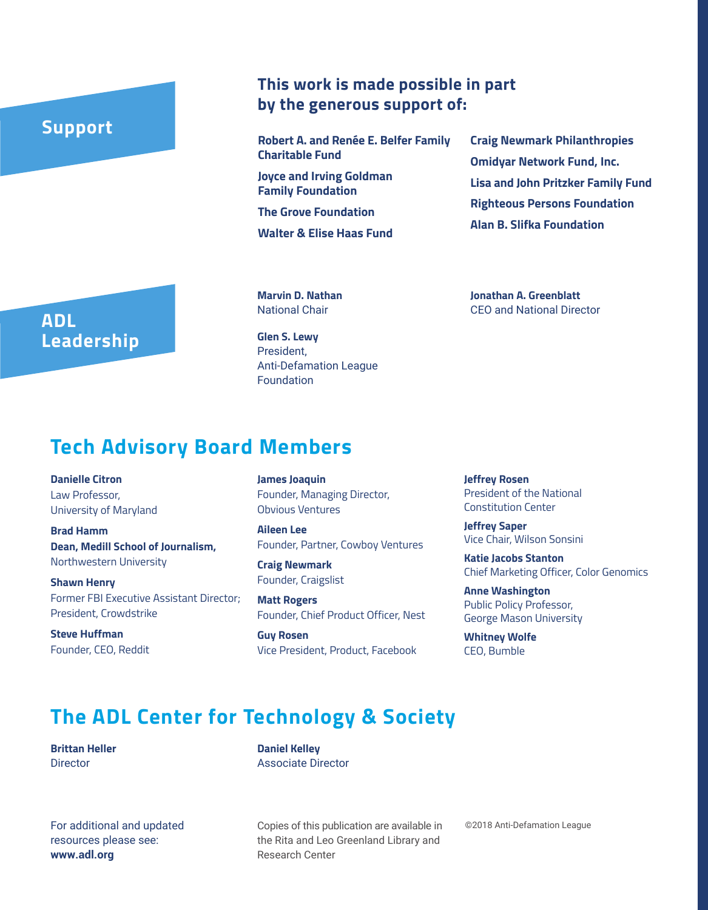## Support

**This work is made possible in part by the generous support of:**

**Robert A. and Renée E. Belfer Family Charitable Fund**

**Joyce and Irving Goldman Family Foundation**

**The Grove Foundation**

**Walter & Elise Haas Fund**

**Craig Newmark Philanthropies**

**Omidyar Network Fund, Inc.**

**Lisa and John Pritzker Family Fund**

**Righteous Persons Foundation**

**Alan B. Slifka Foundation**

## ADL Leadership

**Marvin D. Nathan**
National Chair

**Glen S. Lewy**
President,
Anti-Defamation League Foundation

**Jonathan A. Greenblatt**
CEO and National Director

## Tech Advisory Board Members

**Danielle Citron**
Law Professor,
University of Maryland

**Brad Hamm**
**Dean, Medill School of Journalism,**
Northwestern University

**Shawn Henry**
Former FBI Executive Assistant Director;
President, Crowdstrike

**Steve Huffman**
Founder, CEO, Reddit

**James Joaquin**
Founder, Managing Director,
Obvious Ventures

**Aileen Lee**
Founder, Partner, Cowboy Ventures

**Craig Newmark**
Founder, Craigslist

**Matt Rogers**
Founder, Chief Product Officer, Nest

**Guy Rosen**
Vice President, Product, Facebook

**Jeffrey Rosen**
President of the National Constitution Center

**Jeffrey Saper**
Vice Chair, Wilson Sonsini

**Katie Jacobs Stanton**
Chief Marketing Officer, Color Genomics

**Anne Washington**
Public Policy Professor,
George Mason University

**Whitney Wolfe**
CEO, Bumble

## The ADL Center for Technology & Society

**Brittan Heller**
Director

**Daniel Kelley**
Associate Director

For additional and updated resources please see:
**www.adl.org**

Copies of this publication are available in the Rita and Leo Greenland Library and Research Center

©2018 Anti-Defamation League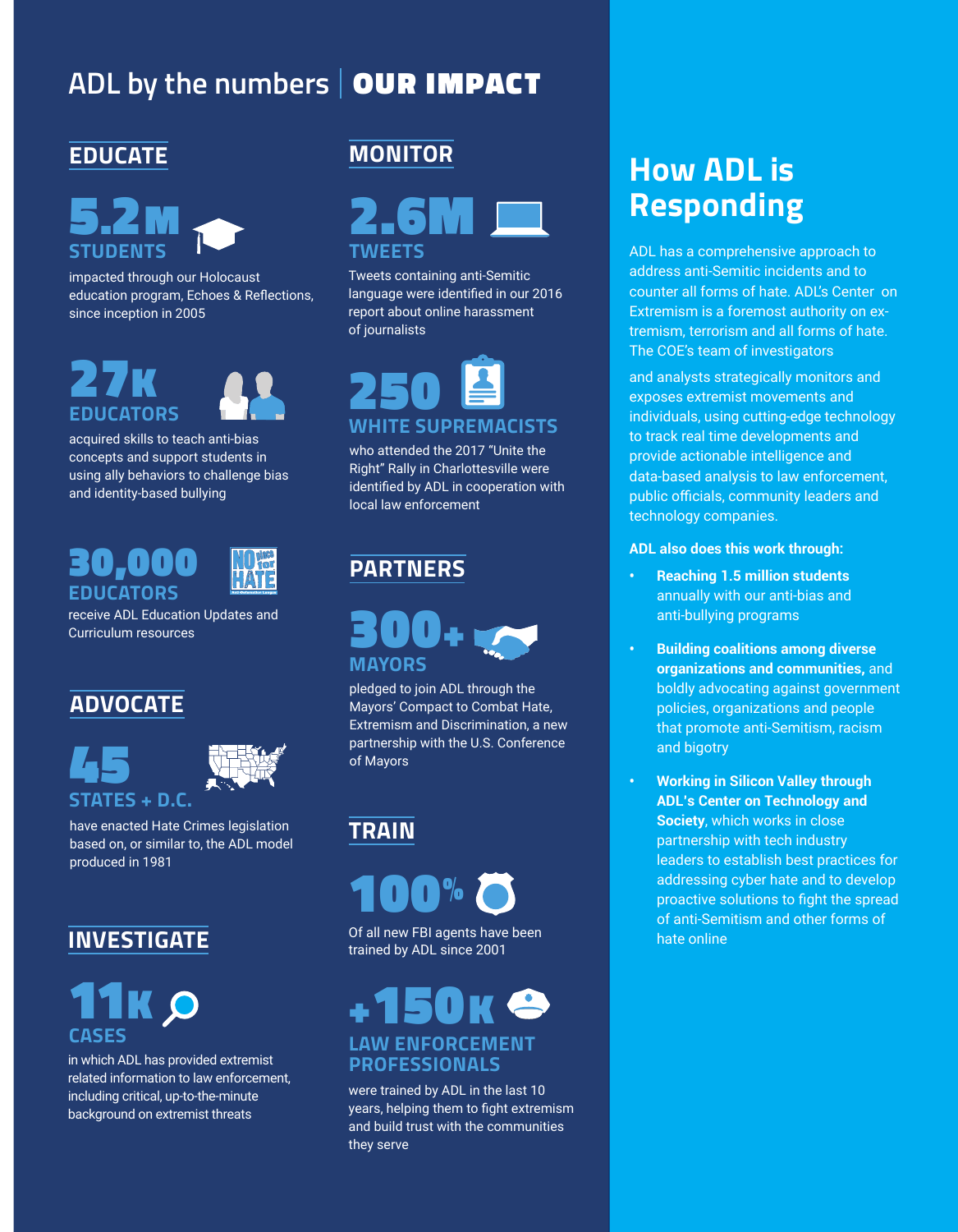# ADL by the numbers | OUR IMPACT

## EDUCATE

**5.2M STUDENTS**

impacted through our Holocaust education program, Echoes & Reflections, since inception in 2005

**27K EDUCATORS**

acquired skills to teach anti-bias concepts and support students in using ally behaviors to challenge bias and identity-based bullying

**30,000 EDUCATORS**

receive ADL Education Updates and Curriculum resources

## ADVOCATE

**45 STATES + D.C.**

have enacted Hate Crimes legislation based on, or similar to, the ADL model produced in 1981

## INVESTIGATE

**11K CASES**

in which ADL has provided extremist related information to law enforcement, including critical, up-to-the-minute background on extremist threats

## MONITOR

**2.6M TWEETS**

Tweets containing anti-Semitic language were identified in our 2016 report about online harassment of journalists

**250 WHITE SUPREMACISTS**

who attended the 2017 "Unite the Right" Rally in Charlottesville were identified by ADL in cooperation with local law enforcement

## PARTNERS

**300+ MAYORS**

pledged to join ADL through the Mayors' Compact to Combat Hate, Extremism and Discrimination, a new partnership with the U.S. Conference of Mayors

## TRAIN

**100%**

Of all new FBI agents have been trained by ADL since 2001

**+150K LAW ENFORCEMENT PROFESSIONALS**

were trained by ADL in the last 10 years, helping them to fight extremism and build trust with the communities they serve

## How ADL is Responding

ADL has a comprehensive approach to address anti-Semitic incidents and to counter all forms of hate. ADL's Center on Extremism is a foremost authority on extremism, terrorism and all forms of hate. The COE's team of investigators

and analysts strategically monitors and exposes extremist movements and individuals, using cutting-edge technology to track real time developments and provide actionable intelligence and data-based analysis to law enforcement, public officials, community leaders and technology companies.

**ADL also does this work through:**

- **Reaching 1.5 million students** annually with our anti-bias and anti-bullying programs
- **Building coalitions among diverse organizations and communities,** and boldly advocating against government policies, organizations and people that promote anti-Semitism, racism and bigotry
- **Working in Silicon Valley through ADL's Center on Technology and Society**, which works in close partnership with tech industry leaders to establish best practices for addressing cyber hate and to develop proactive solutions to fight the spread of anti-Semitism and other forms of hate online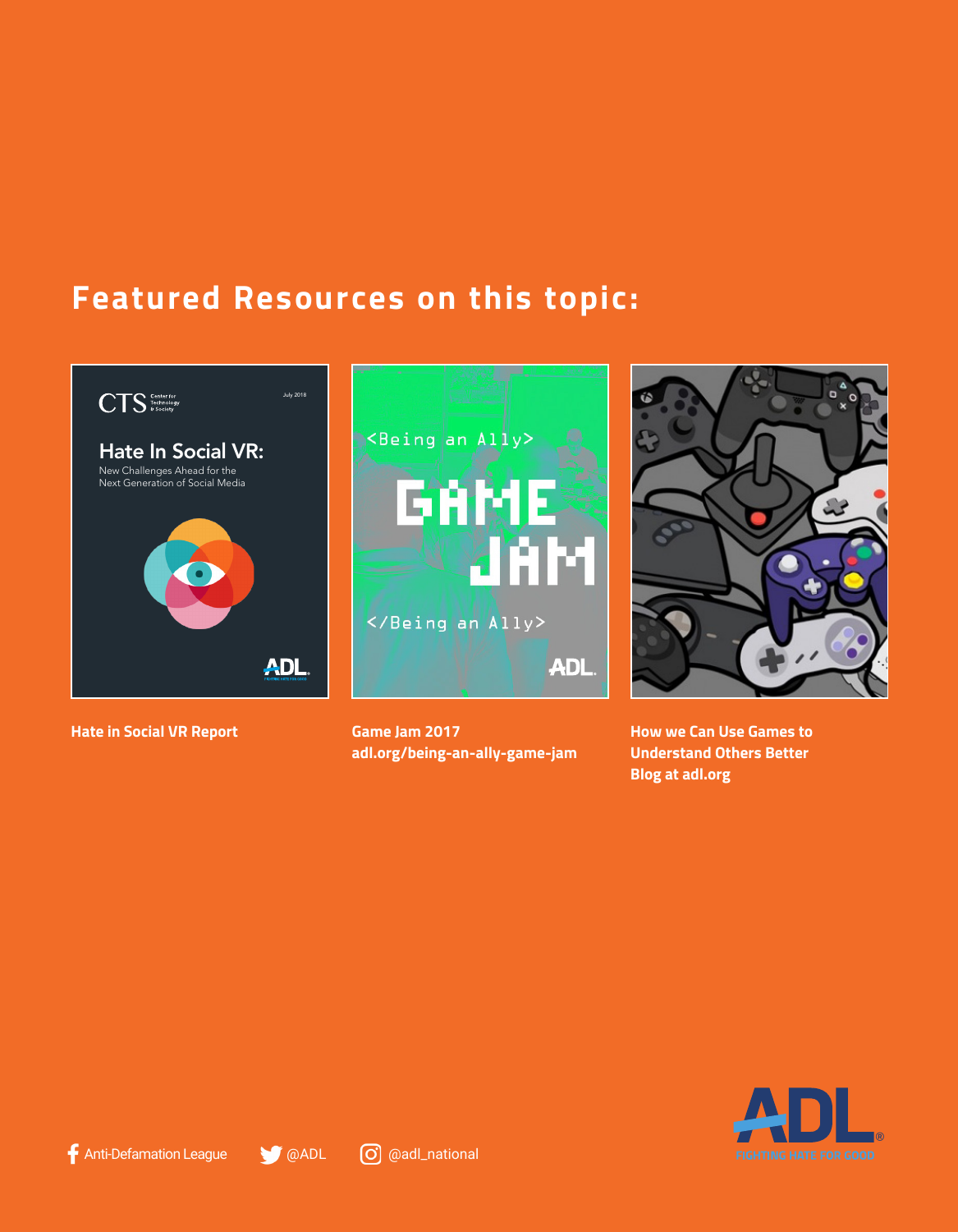## Featured Resources on this topic:

**Hate in Social VR Report**

**Game Jam 2017**
**adl.org/being-an-ally-game-jam**

**How we Can Use Games to Understand Others Better Blog at adl.org**

Anti-Defamation League @ADL @adl_national